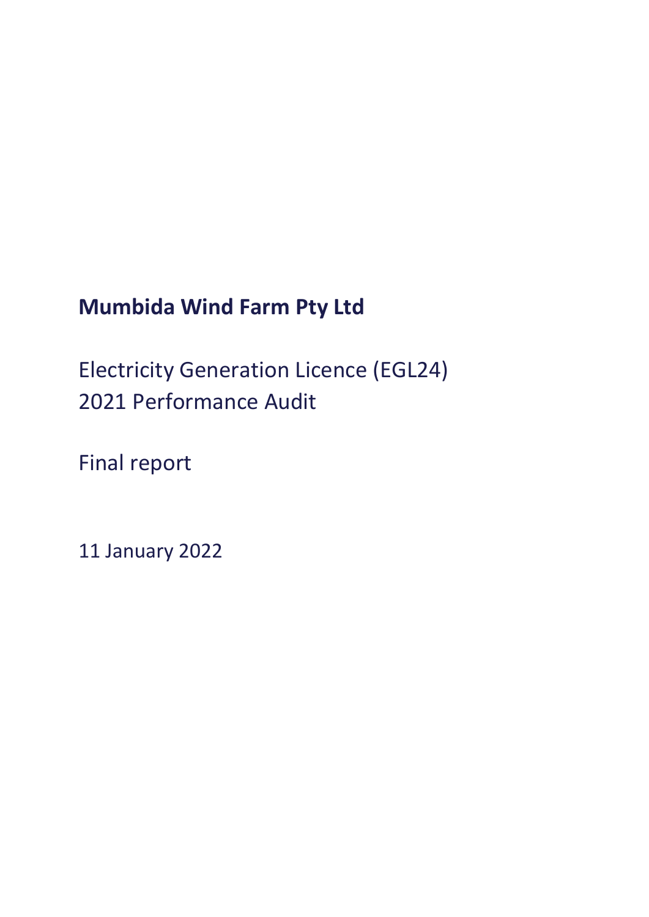# Mumbida Wind Farm Pty Ltd

Electricity Generation Licence (EGL24)
2021 Performance Audit

Final report

11 January 2022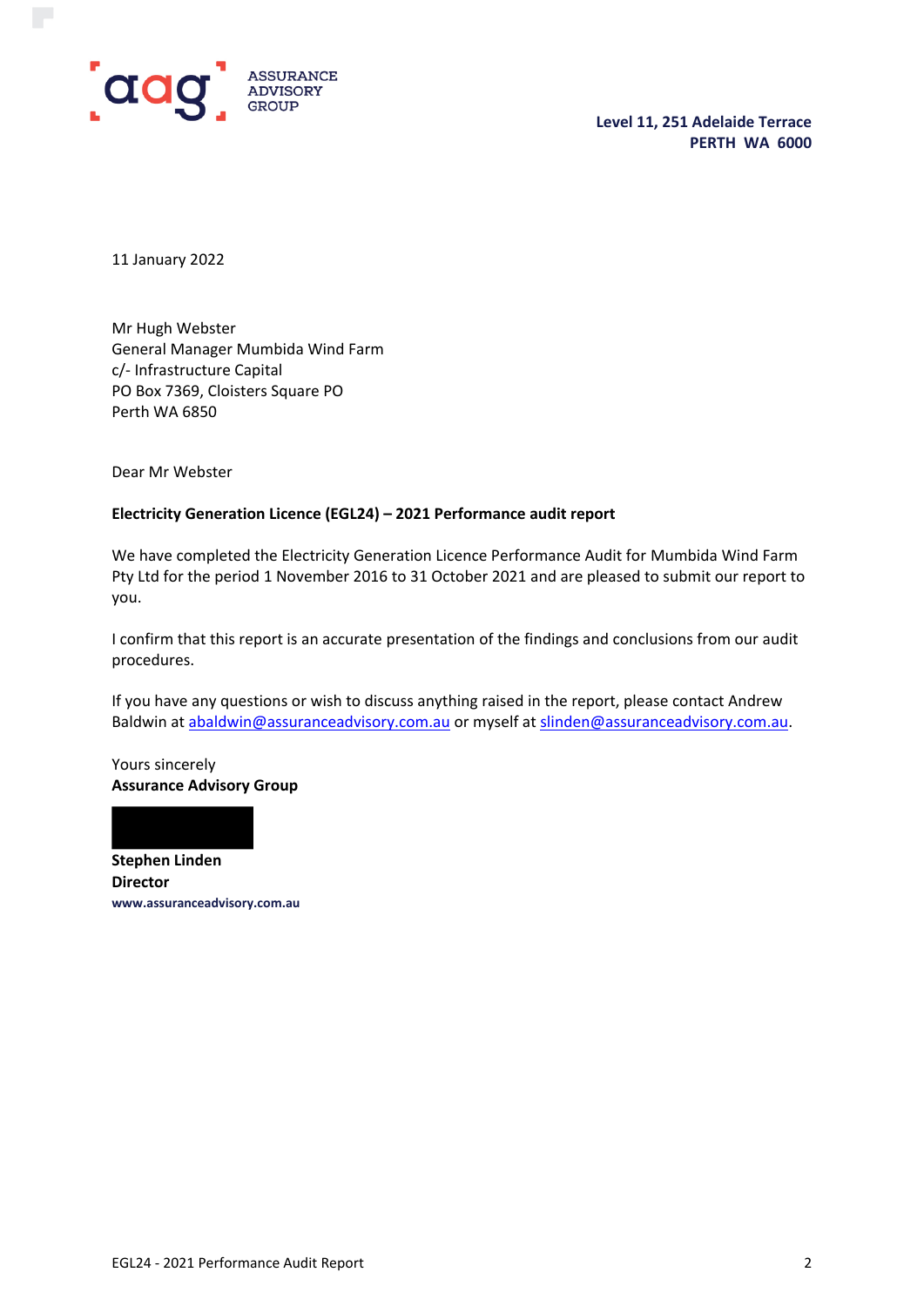ASSURANCE
ADVISORY
GROUP

**Level 11, 251 Adelaide Terrace**
**PERTH WA 6000**

11 January 2022

Mr Hugh Webster
General Manager Mumbida Wind Farm
c/- Infrastructure Capital
PO Box 7369, Cloisters Square PO
Perth WA 6850

Dear Mr Webster

**Electricity Generation Licence (EGL24) – 2021 Performance audit report**

We have completed the Electricity Generation Licence Performance Audit for Mumbida Wind Farm Pty Ltd for the period 1 November 2016 to 31 October 2021 and are pleased to submit our report to you.

I confirm that this report is an accurate presentation of the findings and conclusions from our audit procedures.

If you have any questions or wish to discuss anything raised in the report, please contact Andrew Baldwin at abaldwin@assuranceadvisory.com.au or myself at slinden@assuranceadvisory.com.au.

Yours sincerely
**Assurance Advisory Group**

**Stephen Linden**
**Director**
**www.assuranceadvisory.com.au**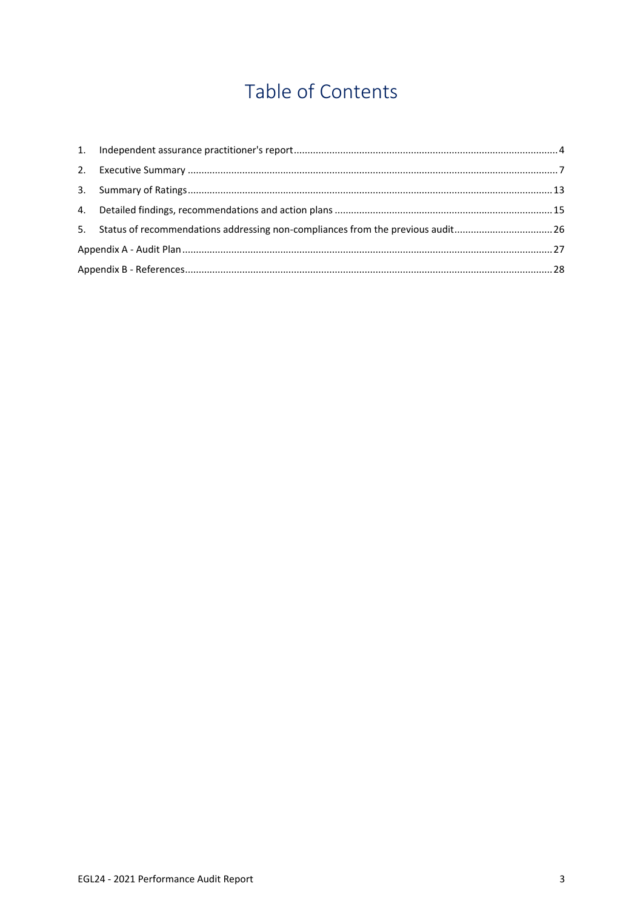# Table of Contents

1. Independent assurance practitioner's report ........ 4
2. Executive Summary ........ 7
3. Summary of Ratings ........ 13
4. Detailed findings, recommendations and action plans ........ 15
5. Status of recommendations addressing non-compliances from the previous audit ........ 26

Appendix A - Audit Plan ........ 27

Appendix B - References ........ 28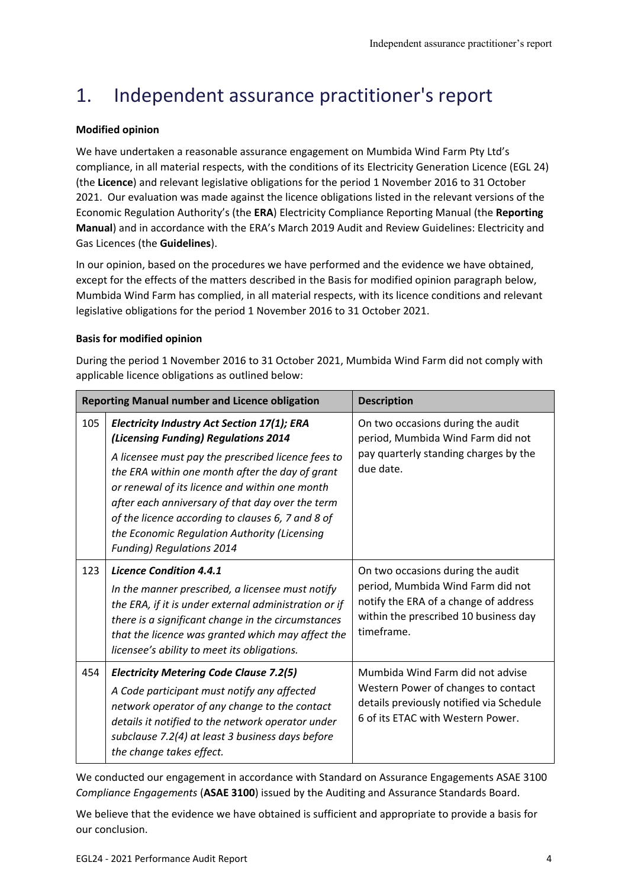# 1. Independent assurance practitioner's report

**Modified opinion**

We have undertaken a reasonable assurance engagement on Mumbida Wind Farm Pty Ltd's compliance, in all material respects, with the conditions of its Electricity Generation Licence (EGL 24) (the **Licence**) and relevant legislative obligations for the period 1 November 2016 to 31 October 2021. Our evaluation was made against the licence obligations listed in the relevant versions of the Economic Regulation Authority's (the **ERA**) Electricity Compliance Reporting Manual (the **Reporting Manual**) and in accordance with the ERA's March 2019 Audit and Review Guidelines: Electricity and Gas Licences (the **Guidelines**).

In our opinion, based on the procedures we have performed and the evidence we have obtained, except for the effects of the matters described in the Basis for modified opinion paragraph below, Mumbida Wind Farm has complied, in all material respects, with its licence conditions and relevant legislative obligations for the period 1 November 2016 to 31 October 2021.

**Basis for modified opinion**

During the period 1 November 2016 to 31 October 2021, Mumbida Wind Farm did not comply with applicable licence obligations as outlined below:

| Reporting Manual number and Licence obligation | | Description |
|---|---|---|
| 105 | ***Electricity Industry Act Section 17(1); ERA (Licensing Funding) Regulations 2014***<br>*A licensee must pay the prescribed licence fees to the ERA within one month after the day of grant or renewal of its licence and within one month after each anniversary of that day over the term of the licence according to clauses 6, 7 and 8 of the Economic Regulation Authority (Licensing Funding) Regulations 2014* | On two occasions during the audit period, Mumbida Wind Farm did not pay quarterly standing charges by the due date. |
| 123 | ***Licence Condition 4.4.1***<br>*In the manner prescribed, a licensee must notify the ERA, if it is under external administration or if there is a significant change in the circumstances that the licence was granted which may affect the licensee's ability to meet its obligations.* | On two occasions during the audit period, Mumbida Wind Farm did not notify the ERA of a change of address within the prescribed 10 business day timeframe. |
| 454 | ***Electricity Metering Code Clause 7.2(5)***<br>*A Code participant must notify any affected network operator of any change to the contact details it notified to the network operator under subclause 7.2(4) at least 3 business days before the change takes effect.* | Mumbida Wind Farm did not advise Western Power of changes to contact details previously notified via Schedule 6 of its ETAC with Western Power. |

We conducted our engagement in accordance with Standard on Assurance Engagements ASAE 3100 *Compliance Engagements* (**ASAE 3100**) issued by the Auditing and Assurance Standards Board.

We believe that the evidence we have obtained is sufficient and appropriate to provide a basis for our conclusion.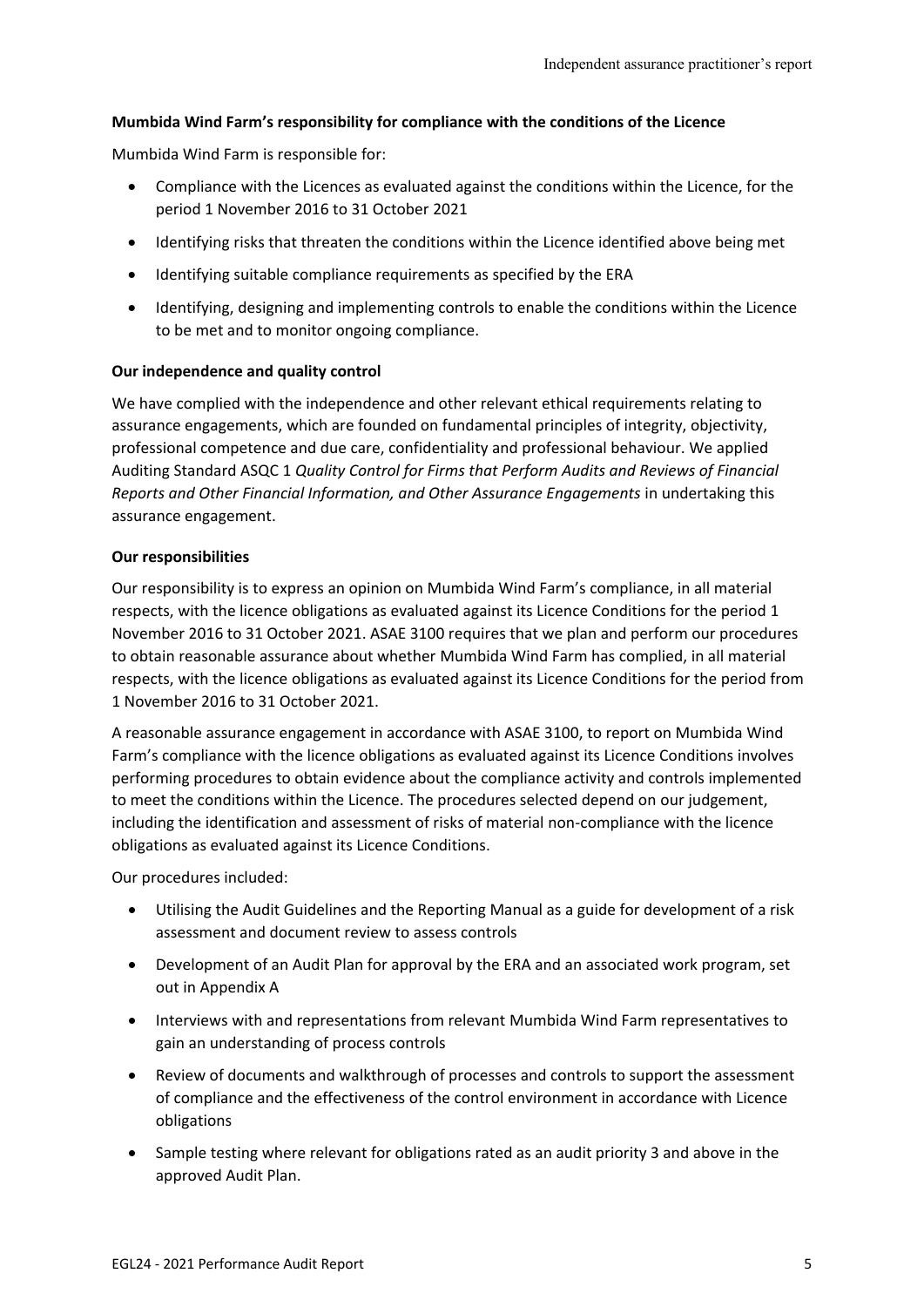**Mumbida Wind Farm's responsibility for compliance with the conditions of the Licence**

Mumbida Wind Farm is responsible for:

- Compliance with the Licences as evaluated against the conditions within the Licence, for the period 1 November 2016 to 31 October 2021
- Identifying risks that threaten the conditions within the Licence identified above being met
- Identifying suitable compliance requirements as specified by the ERA
- Identifying, designing and implementing controls to enable the conditions within the Licence to be met and to monitor ongoing compliance.

**Our independence and quality control**

We have complied with the independence and other relevant ethical requirements relating to assurance engagements, which are founded on fundamental principles of integrity, objectivity, professional competence and due care, confidentiality and professional behaviour. We applied Auditing Standard ASQC 1 *Quality Control for Firms that Perform Audits and Reviews of Financial Reports and Other Financial Information, and Other Assurance Engagements* in undertaking this assurance engagement.

**Our responsibilities**

Our responsibility is to express an opinion on Mumbida Wind Farm's compliance, in all material respects, with the licence obligations as evaluated against its Licence Conditions for the period 1 November 2016 to 31 October 2021. ASAE 3100 requires that we plan and perform our procedures to obtain reasonable assurance about whether Mumbida Wind Farm has complied, in all material respects, with the licence obligations as evaluated against its Licence Conditions for the period from 1 November 2016 to 31 October 2021.

A reasonable assurance engagement in accordance with ASAE 3100, to report on Mumbida Wind Farm's compliance with the licence obligations as evaluated against its Licence Conditions involves performing procedures to obtain evidence about the compliance activity and controls implemented to meet the conditions within the Licence. The procedures selected depend on our judgement, including the identification and assessment of risks of material non-compliance with the licence obligations as evaluated against its Licence Conditions.

Our procedures included:

- Utilising the Audit Guidelines and the Reporting Manual as a guide for development of a risk assessment and document review to assess controls
- Development of an Audit Plan for approval by the ERA and an associated work program, set out in Appendix A
- Interviews with and representations from relevant Mumbida Wind Farm representatives to gain an understanding of process controls
- Review of documents and walkthrough of processes and controls to support the assessment of compliance and the effectiveness of the control environment in accordance with Licence obligations
- Sample testing where relevant for obligations rated as an audit priority 3 and above in the approved Audit Plan.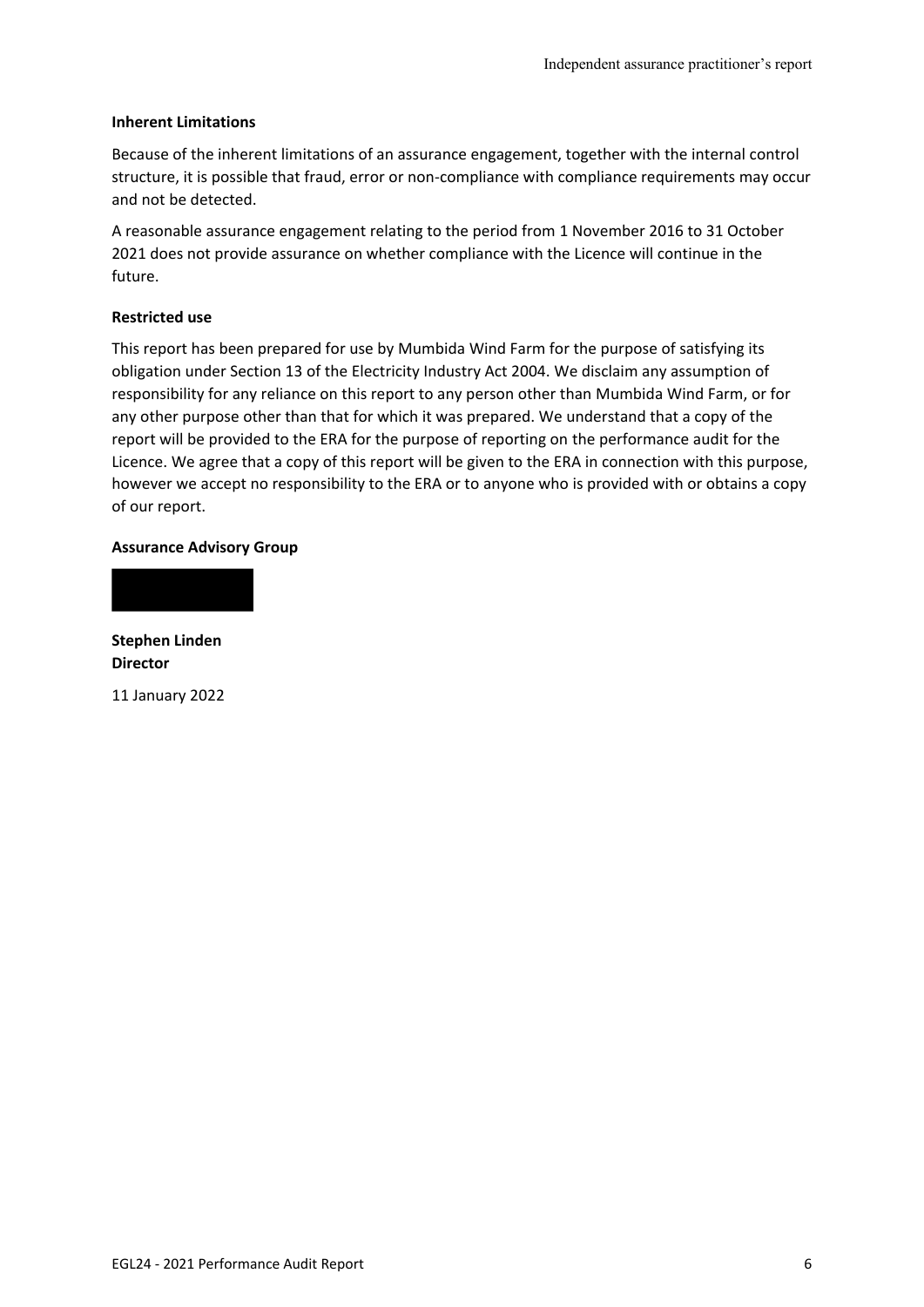**Inherent Limitations**

Because of the inherent limitations of an assurance engagement, together with the internal control structure, it is possible that fraud, error or non-compliance with compliance requirements may occur and not be detected.

A reasonable assurance engagement relating to the period from 1 November 2016 to 31 October 2021 does not provide assurance on whether compliance with the Licence will continue in the future.

**Restricted use**

This report has been prepared for use by Mumbida Wind Farm for the purpose of satisfying its obligation under Section 13 of the Electricity Industry Act 2004. We disclaim any assumption of responsibility for any reliance on this report to any person other than Mumbida Wind Farm, or for any other purpose other than that for which it was prepared. We understand that a copy of the report will be provided to the ERA for the purpose of reporting on the performance audit for the Licence. We agree that a copy of this report will be given to the ERA in connection with this purpose, however we accept no responsibility to the ERA or to anyone who is provided with or obtains a copy of our report.

**Assurance Advisory Group**

**Stephen Linden**
**Director**

11 January 2022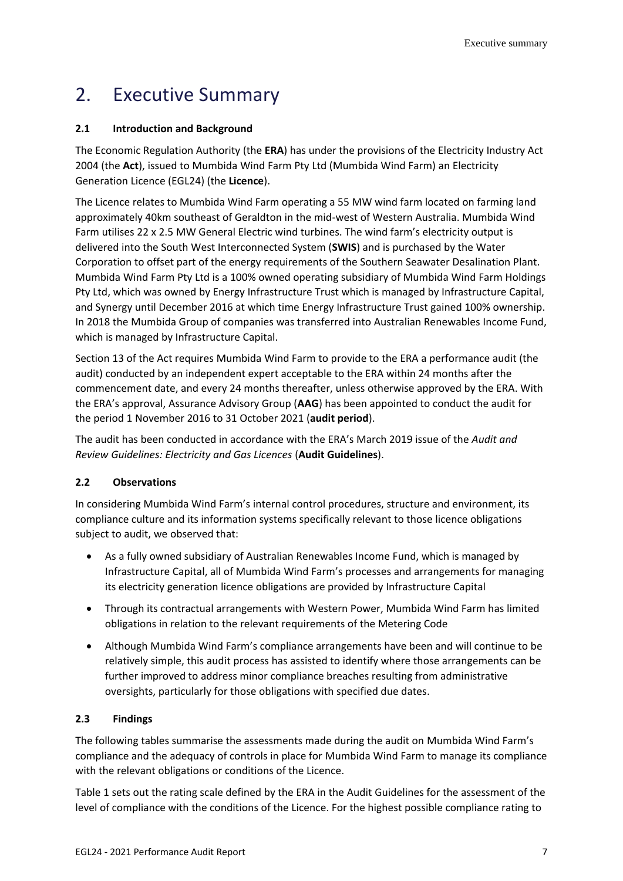# 2. Executive Summary

### 2.1 Introduction and Background

The Economic Regulation Authority (the **ERA**) has under the provisions of the Electricity Industry Act 2004 (the **Act**), issued to Mumbida Wind Farm Pty Ltd (Mumbida Wind Farm) an Electricity Generation Licence (EGL24) (the **Licence**).

The Licence relates to Mumbida Wind Farm operating a 55 MW wind farm located on farming land approximately 40km southeast of Geraldton in the mid-west of Western Australia. Mumbida Wind Farm utilises 22 x 2.5 MW General Electric wind turbines. The wind farm's electricity output is delivered into the South West Interconnected System (**SWIS**) and is purchased by the Water Corporation to offset part of the energy requirements of the Southern Seawater Desalination Plant. Mumbida Wind Farm Pty Ltd is a 100% owned operating subsidiary of Mumbida Wind Farm Holdings Pty Ltd, which was owned by Energy Infrastructure Trust which is managed by Infrastructure Capital, and Synergy until December 2016 at which time Energy Infrastructure Trust gained 100% ownership. In 2018 the Mumbida Group of companies was transferred into Australian Renewables Income Fund, which is managed by Infrastructure Capital.

Section 13 of the Act requires Mumbida Wind Farm to provide to the ERA a performance audit (the audit) conducted by an independent expert acceptable to the ERA within 24 months after the commencement date, and every 24 months thereafter, unless otherwise approved by the ERA. With the ERA's approval, Assurance Advisory Group (**AAG**) has been appointed to conduct the audit for the period 1 November 2016 to 31 October 2021 (**audit period**).

The audit has been conducted in accordance with the ERA's March 2019 issue of the *Audit and Review Guidelines: Electricity and Gas Licences* (**Audit Guidelines**).

### 2.2 Observations

In considering Mumbida Wind Farm's internal control procedures, structure and environment, its compliance culture and its information systems specifically relevant to those licence obligations subject to audit, we observed that:

- As a fully owned subsidiary of Australian Renewables Income Fund, which is managed by Infrastructure Capital, all of Mumbida Wind Farm's processes and arrangements for managing its electricity generation licence obligations are provided by Infrastructure Capital
- Through its contractual arrangements with Western Power, Mumbida Wind Farm has limited obligations in relation to the relevant requirements of the Metering Code
- Although Mumbida Wind Farm's compliance arrangements have been and will continue to be relatively simple, this audit process has assisted to identify where those arrangements can be further improved to address minor compliance breaches resulting from administrative oversights, particularly for those obligations with specified due dates.

### 2.3 Findings

The following tables summarise the assessments made during the audit on Mumbida Wind Farm's compliance and the adequacy of controls in place for Mumbida Wind Farm to manage its compliance with the relevant obligations or conditions of the Licence.

Table 1 sets out the rating scale defined by the ERA in the Audit Guidelines for the assessment of the level of compliance with the conditions of the Licence. For the highest possible compliance rating to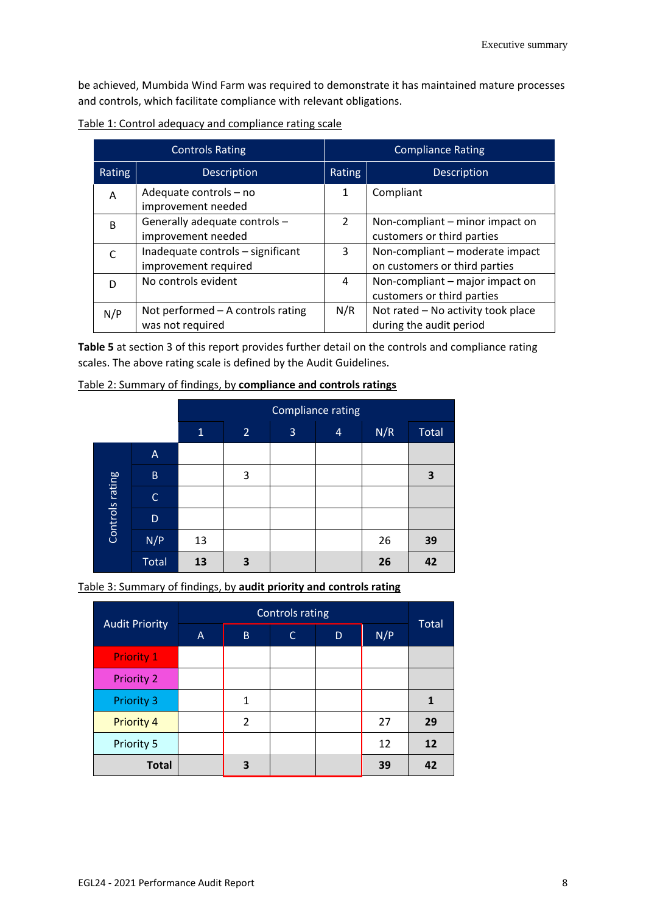be achieved, Mumbida Wind Farm was required to demonstrate it has maintained mature processes and controls, which facilitate compliance with relevant obligations.

Table 1: Control adequacy and compliance rating scale

| Controls Rating | | Compliance Rating | |
|---|---|---|---|
| Rating | Description | Rating | Description |
| A | Adequate controls – no improvement needed | 1 | Compliant |
| B | Generally adequate controls – improvement needed | 2 | Non-compliant – minor impact on customers or third parties |
| C | Inadequate controls – significant improvement required | 3 | Non-compliant – moderate impact on customers or third parties |
| D | No controls evident | 4 | Non-compliant – major impact on customers or third parties |
| N/P | Not performed – A controls rating was not required | N/R | Not rated – No activity took place during the audit period |

**Table 5** at section 3 of this report provides further detail on the controls and compliance rating scales. The above rating scale is defined by the Audit Guidelines.

Table 2: Summary of findings, by **compliance and controls ratings**

| | | Compliance rating | | | | | |
|---|---|---|---|---|---|---|---|
| | | 1 | 2 | 3 | 4 | N/R | Total |
| Controls rating | A | | | | | | |
| | B | | 3 | | | | **3** |
| | C | | | | | | |
| | D | | | | | | |
| | N/P | 13 | | | | 26 | **39** |
| | Total | **13** | **3** | | | **26** | **42** |

Table 3: Summary of findings, by **audit priority and controls rating**

| Audit Priority | Controls rating | | | | | Total |
|---|---|---|---|---|---|---|
| | A | B | C | D | N/P | |
| Priority 1 | | | | | | |
| Priority 2 | | | | | | |
| Priority 3 | | 1 | | | | **1** |
| Priority 4 | | 2 | | | 27 | **29** |
| Priority 5 | | | | | 12 | **12** |
| **Total** | | **3** | | | **39** | **42** |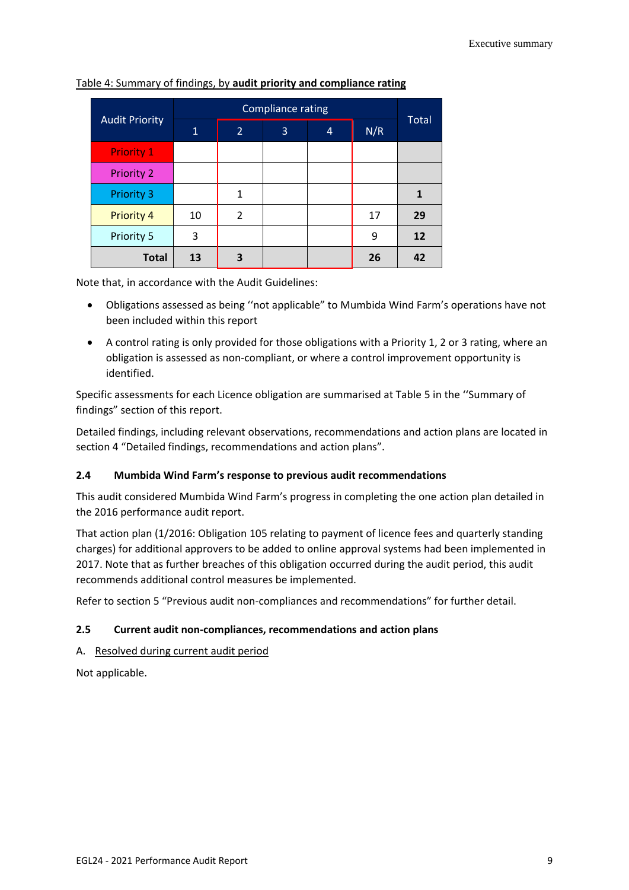Table 4: Summary of findings, by **audit priority and compliance rating**

| Audit Priority | Compliance rating | | | | | Total |
|---|---|---|---|---|---|---|
| | 1 | 2 | 3 | 4 | N/R | |
| Priority 1 | | | | | | |
| Priority 2 | | | | | | |
| Priority 3 | | 1 | | | | **1** |
| Priority 4 | 10 | 2 | | | 17 | **29** |
| Priority 5 | 3 | | | | 9 | **12** |
| **Total** | **13** | **3** | | | **26** | **42** |

Note that, in accordance with the Audit Guidelines:

- Obligations assessed as being ''not applicable" to Mumbida Wind Farm's operations have not been included within this report
- A control rating is only provided for those obligations with a Priority 1, 2 or 3 rating, where an obligation is assessed as non-compliant, or where a control improvement opportunity is identified.

Specific assessments for each Licence obligation are summarised at Table 5 in the ''Summary of findings" section of this report.

Detailed findings, including relevant observations, recommendations and action plans are located in section 4 "Detailed findings, recommendations and action plans".

### 2.4 Mumbida Wind Farm's response to previous audit recommendations

This audit considered Mumbida Wind Farm's progress in completing the one action plan detailed in the 2016 performance audit report.

That action plan (1/2016: Obligation 105 relating to payment of licence fees and quarterly standing charges) for additional approvers to be added to online approval systems had been implemented in 2017. Note that as further breaches of this obligation occurred during the audit period, this audit recommends additional control measures be implemented.

Refer to section 5 "Previous audit non-compliances and recommendations" for further detail.

### 2.5 Current audit non-compliances, recommendations and action plans

A. Resolved during current audit period

Not applicable.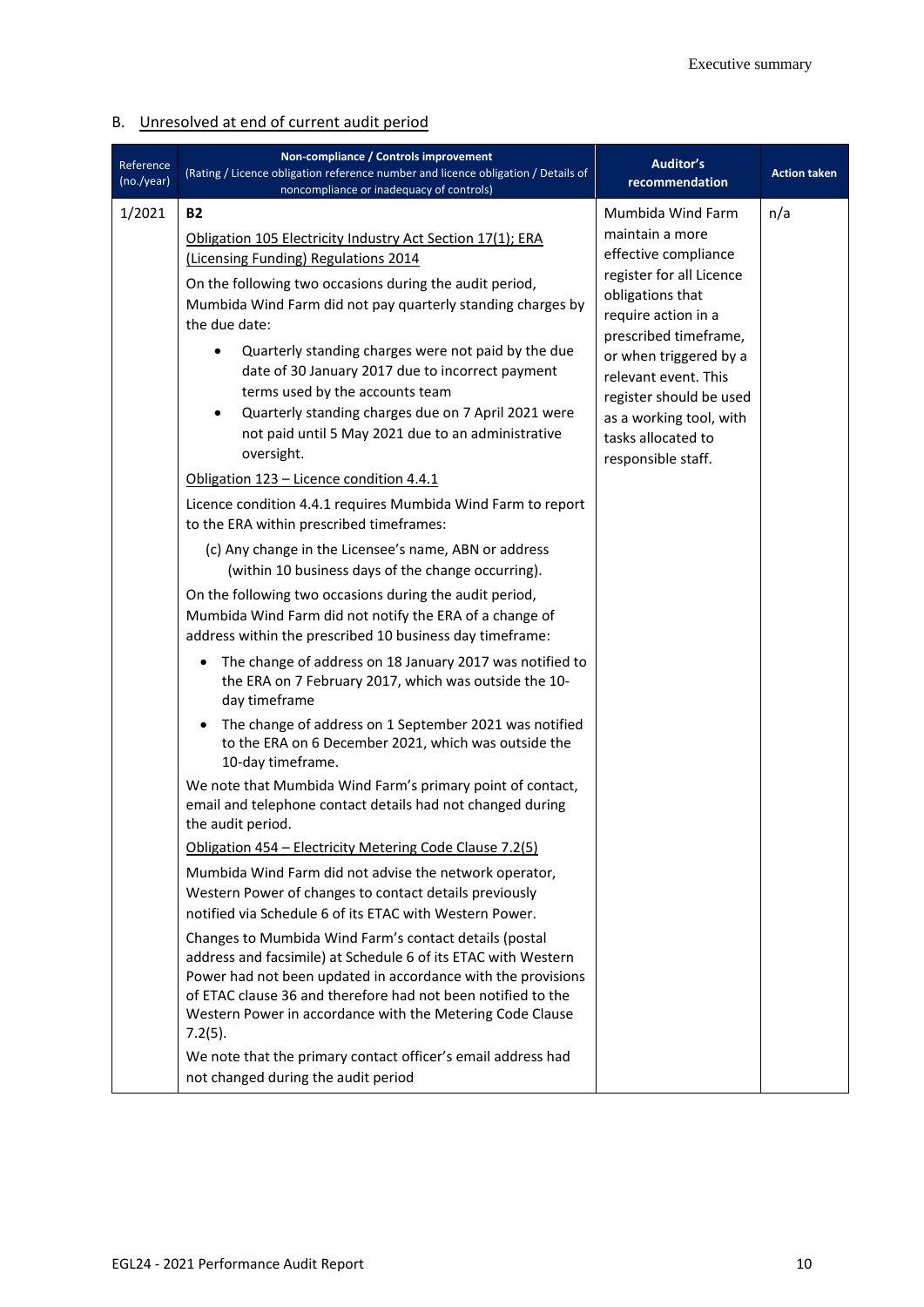## B. Unresolved at end of current audit period

| Reference (no./year) | Non-compliance / Controls improvement (Rating / Licence obligation reference number and licence obligation / Details of noncompliance or inadequacy of controls) | Auditor's recommendation | Action taken |
|---|---|---|---|
| 1/2021 | **B2**<br><br>Obligation 105 Electricity Industry Act Section 17(1); ERA (Licensing Funding) Regulations 2014<br><br>On the following two occasions during the audit period, Mumbida Wind Farm did not pay quarterly standing charges by the due date:<br>• Quarterly standing charges were not paid by the due date of 30 January 2017 due to incorrect payment terms used by the accounts team<br>• Quarterly standing charges due on 7 April 2021 were not paid until 5 May 2021 due to an administrative oversight.<br><br>Obligation 123 – Licence condition 4.4.1<br><br>Licence condition 4.4.1 requires Mumbida Wind Farm to report to the ERA within prescribed timeframes:<br>(c) Any change in the Licensee's name, ABN or address (within 10 business days of the change occurring).<br><br>On the following two occasions during the audit period, Mumbida Wind Farm did not notify the ERA of a change of address within the prescribed 10 business day timeframe:<br>• The change of address on 18 January 2017 was notified to the ERA on 7 February 2017, which was outside the 10-day timeframe<br>• The change of address on 1 September 2021 was notified to the ERA on 6 December 2021, which was outside the 10-day timeframe.<br><br>We note that Mumbida Wind Farm's primary point of contact, email and telephone contact details had not changed during the audit period.<br><br>Obligation 454 – Electricity Metering Code Clause 7.2(5)<br><br>Mumbida Wind Farm did not advise the network operator, Western Power of changes to contact details previously notified via Schedule 6 of its ETAC with Western Power.<br><br>Changes to Mumbida Wind Farm's contact details (postal address and facsimile) at Schedule 6 of its ETAC with Western Power had not been updated in accordance with the provisions of ETAC clause 36 and therefore had not been notified to the Western Power in accordance with the Metering Code Clause 7.2(5).<br><br>We note that the primary contact officer's email address had not changed during the audit period | Mumbida Wind Farm maintain a more effective compliance register for all Licence obligations that require action in a prescribed timeframe, or when triggered by a relevant event. This register should be used as a working tool, with tasks allocated to responsible staff. | n/a |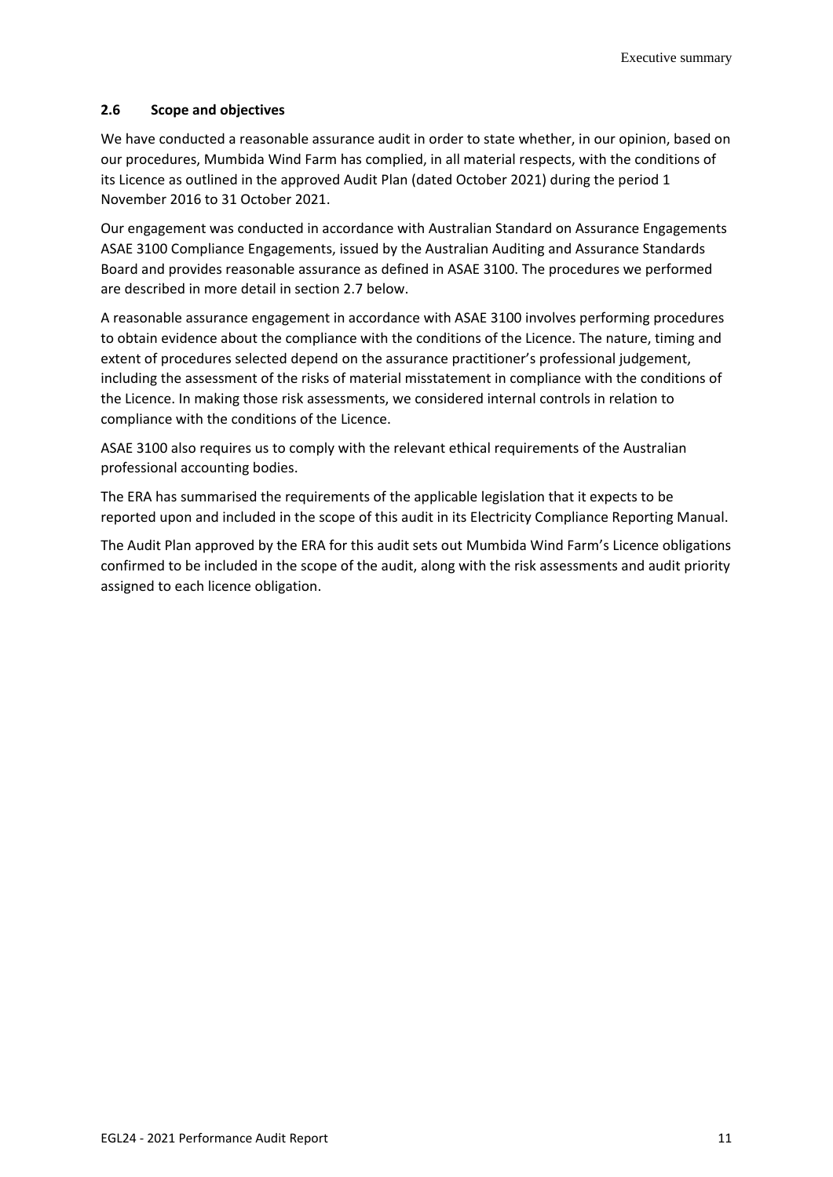## 2.6 Scope and objectives

We have conducted a reasonable assurance audit in order to state whether, in our opinion, based on our procedures, Mumbida Wind Farm has complied, in all material respects, with the conditions of its Licence as outlined in the approved Audit Plan (dated October 2021) during the period 1 November 2016 to 31 October 2021.

Our engagement was conducted in accordance with Australian Standard on Assurance Engagements ASAE 3100 Compliance Engagements, issued by the Australian Auditing and Assurance Standards Board and provides reasonable assurance as defined in ASAE 3100. The procedures we performed are described in more detail in section 2.7 below.

A reasonable assurance engagement in accordance with ASAE 3100 involves performing procedures to obtain evidence about the compliance with the conditions of the Licence. The nature, timing and extent of procedures selected depend on the assurance practitioner's professional judgement, including the assessment of the risks of material misstatement in compliance with the conditions of the Licence. In making those risk assessments, we considered internal controls in relation to compliance with the conditions of the Licence.

ASAE 3100 also requires us to comply with the relevant ethical requirements of the Australian professional accounting bodies.

The ERA has summarised the requirements of the applicable legislation that it expects to be reported upon and included in the scope of this audit in its Electricity Compliance Reporting Manual.

The Audit Plan approved by the ERA for this audit sets out Mumbida Wind Farm's Licence obligations confirmed to be included in the scope of the audit, along with the risk assessments and audit priority assigned to each licence obligation.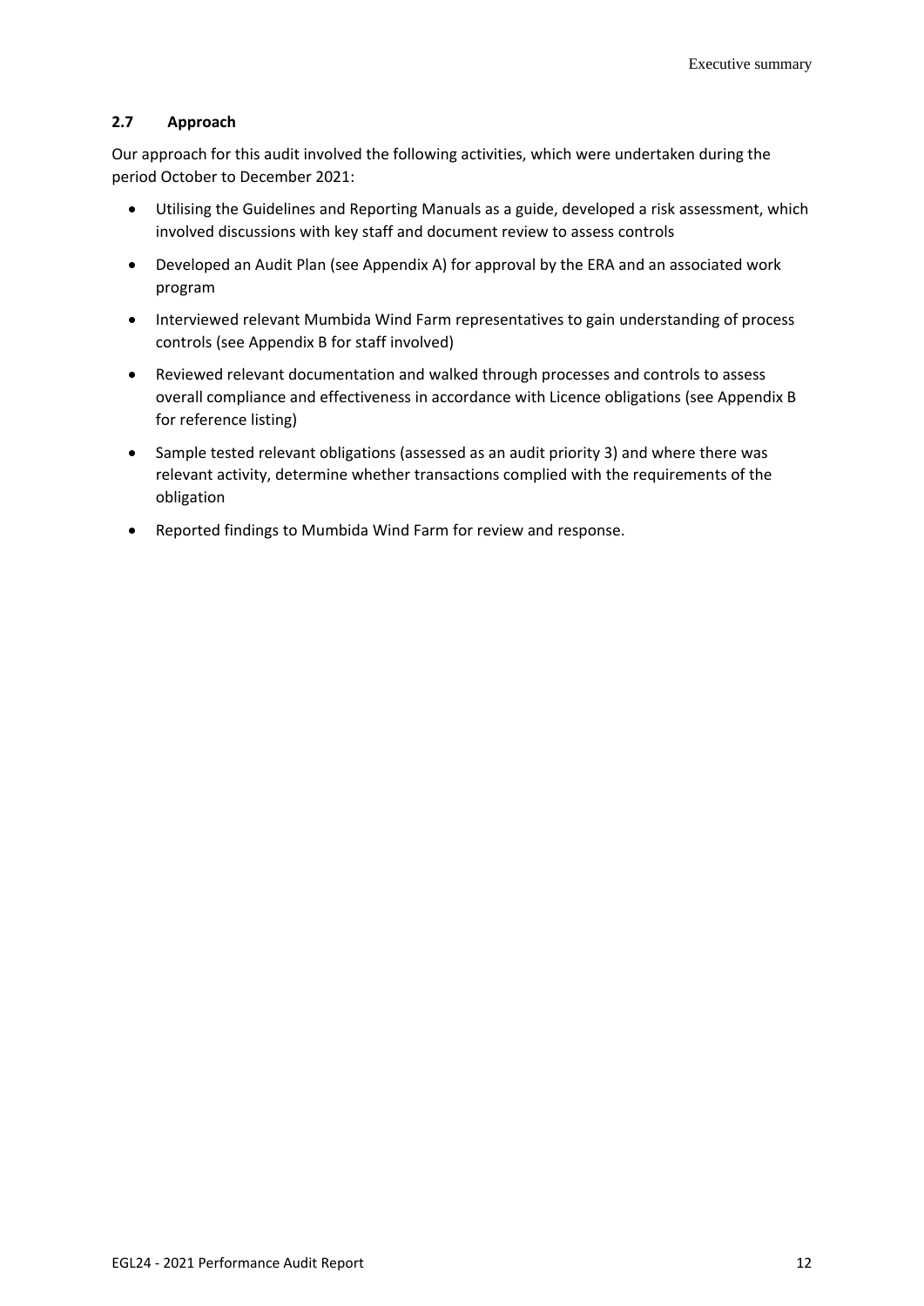### 2.7 Approach

Our approach for this audit involved the following activities, which were undertaken during the period October to December 2021:

- Utilising the Guidelines and Reporting Manuals as a guide, developed a risk assessment, which involved discussions with key staff and document review to assess controls
- Developed an Audit Plan (see Appendix A) for approval by the ERA and an associated work program
- Interviewed relevant Mumbida Wind Farm representatives to gain understanding of process controls (see Appendix B for staff involved)
- Reviewed relevant documentation and walked through processes and controls to assess overall compliance and effectiveness in accordance with Licence obligations (see Appendix B for reference listing)
- Sample tested relevant obligations (assessed as an audit priority 3) and where there was relevant activity, determine whether transactions complied with the requirements of the obligation
- Reported findings to Mumbida Wind Farm for review and response.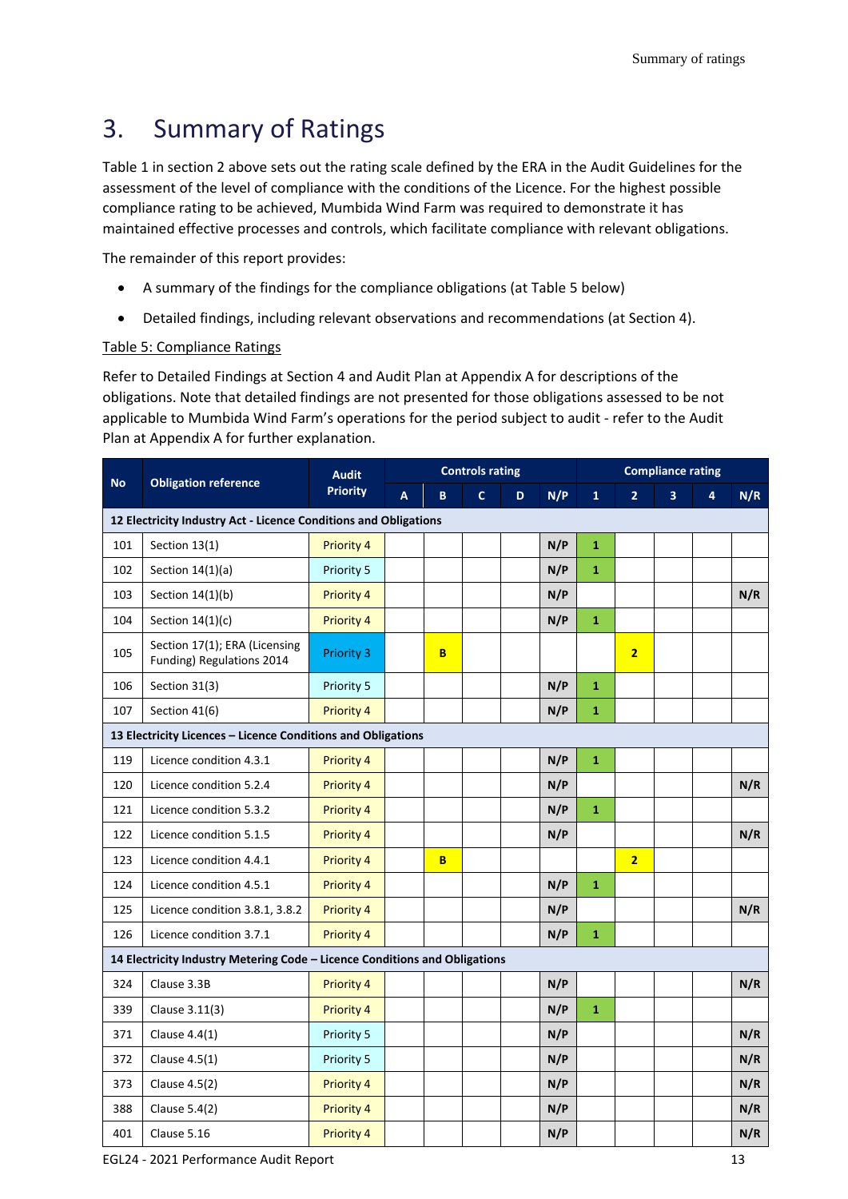# 3. Summary of Ratings

Table 1 in section 2 above sets out the rating scale defined by the ERA in the Audit Guidelines for the assessment of the level of compliance with the conditions of the Licence. For the highest possible compliance rating to be achieved, Mumbida Wind Farm was required to demonstrate it has maintained effective processes and controls, which facilitate compliance with relevant obligations.

The remainder of this report provides:

- A summary of the findings for the compliance obligations (at Table 5 below)
- Detailed findings, including relevant observations and recommendations (at Section 4).

Table 5: Compliance Ratings

Refer to Detailed Findings at Section 4 and Audit Plan at Appendix A for descriptions of the obligations. Note that detailed findings are not presented for those obligations assessed to be not applicable to Mumbida Wind Farm's operations for the period subject to audit - refer to the Audit Plan at Appendix A for further explanation.

| No | Obligation reference | Audit Priority | Controls rating | | | | | Compliance rating | | | | |
|---|---|---|---|---|---|---|---|---|---|---|---|---|
| | | | A | B | C | D | N/P | 1 | 2 | 3 | 4 | N/R |
| **12 Electricity Industry Act - Licence Conditions and Obligations** | | | | | | | | | | | | |
| 101 | Section 13(1) | Priority 4 | | | | | N/P | 1 | | | | |
| 102 | Section 14(1)(a) | Priority 5 | | | | | N/P | 1 | | | | |
| 103 | Section 14(1)(b) | Priority 4 | | | | | N/P | | | | | N/R |
| 104 | Section 14(1)(c) | Priority 4 | | | | | N/P | 1 | | | | |
| 105 | Section 17(1); ERA (Licensing Funding) Regulations 2014 | Priority 3 | | B | | | | | 2 | | | |
| 106 | Section 31(3) | Priority 5 | | | | | N/P | 1 | | | | |
| 107 | Section 41(6) | Priority 4 | | | | | N/P | 1 | | | | |
| **13 Electricity Licences – Licence Conditions and Obligations** | | | | | | | | | | | | |
| 119 | Licence condition 4.3.1 | Priority 4 | | | | | N/P | 1 | | | | |
| 120 | Licence condition 5.2.4 | Priority 4 | | | | | N/P | | | | | N/R |
| 121 | Licence condition 5.3.2 | Priority 4 | | | | | N/P | 1 | | | | |
| 122 | Licence condition 5.1.5 | Priority 4 | | | | | N/P | | | | | N/R |
| 123 | Licence condition 4.4.1 | Priority 4 | | B | | | | | 2 | | | |
| 124 | Licence condition 4.5.1 | Priority 4 | | | | | N/P | 1 | | | | |
| 125 | Licence condition 3.8.1, 3.8.2 | Priority 4 | | | | | N/P | | | | | N/R |
| 126 | Licence condition 3.7.1 | Priority 4 | | | | | N/P | 1 | | | | |
| **14 Electricity Industry Metering Code – Licence Conditions and Obligations** | | | | | | | | | | | | |
| 324 | Clause 3.3B | Priority 4 | | | | | N/P | | | | | N/R |
| 339 | Clause 3.11(3) | Priority 4 | | | | | N/P | 1 | | | | |
| 371 | Clause 4.4(1) | Priority 5 | | | | | N/P | | | | | N/R |
| 372 | Clause 4.5(1) | Priority 5 | | | | | N/P | | | | | N/R |
| 373 | Clause 4.5(2) | Priority 4 | | | | | N/P | | | | | N/R |
| 388 | Clause 5.4(2) | Priority 4 | | | | | N/P | | | | | N/R |
| 401 | Clause 5.16 | Priority 4 | | | | | N/P | | | | | N/R |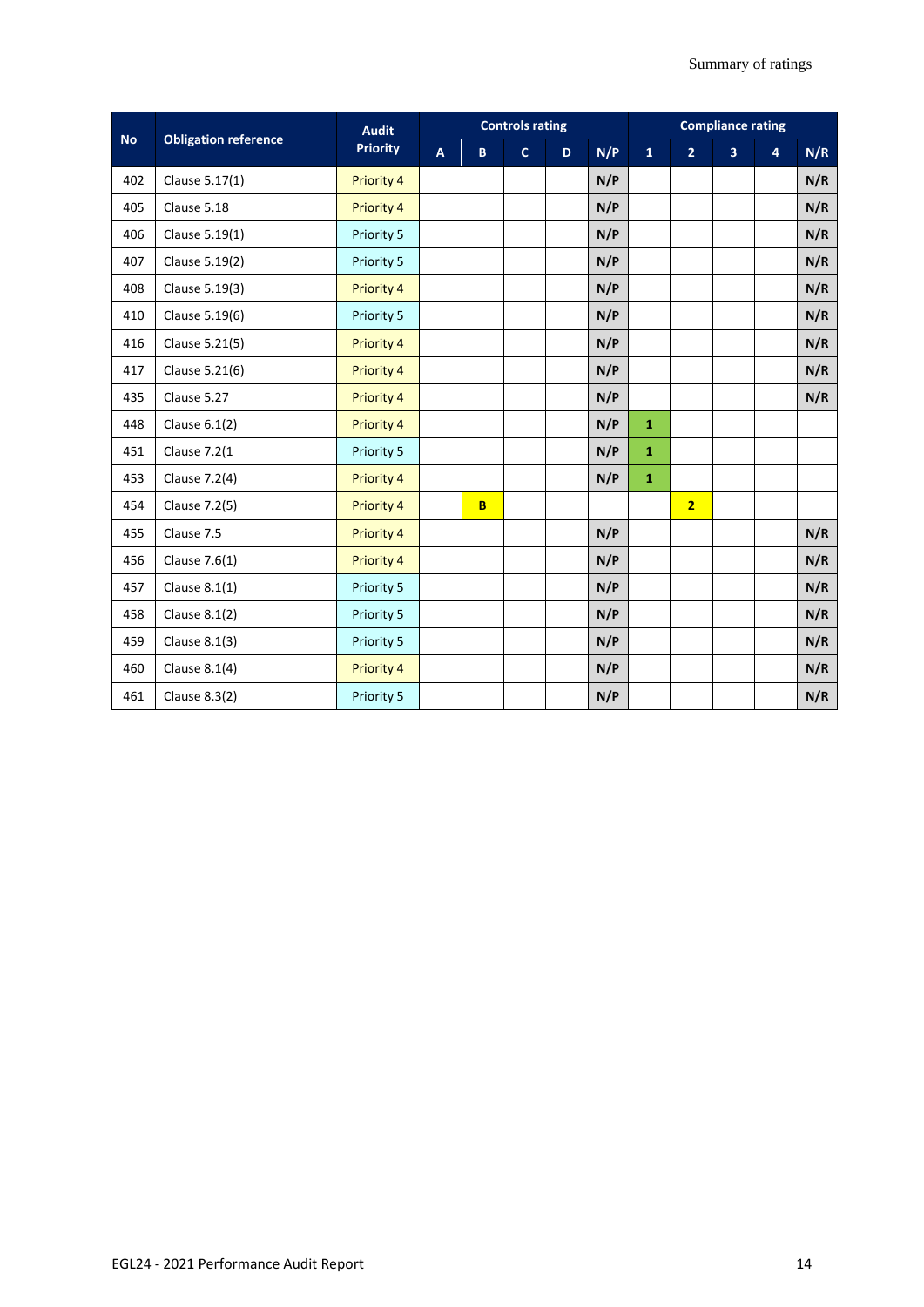| No | Obligation reference | Audit Priority | Controls rating | | | | | Compliance rating | | | | |
|---|---|---|---|---|---|---|---|---|---|---|---|---|
| | | | A | B | C | D | N/P | 1 | 2 | 3 | 4 | N/R |
| 402 | Clause 5.17(1) | Priority 4 | | | | | N/P | | | | | N/R |
| 405 | Clause 5.18 | Priority 4 | | | | | N/P | | | | | N/R |
| 406 | Clause 5.19(1) | Priority 5 | | | | | N/P | | | | | N/R |
| 407 | Clause 5.19(2) | Priority 5 | | | | | N/P | | | | | N/R |
| 408 | Clause 5.19(3) | Priority 4 | | | | | N/P | | | | | N/R |
| 410 | Clause 5.19(6) | Priority 5 | | | | | N/P | | | | | N/R |
| 416 | Clause 5.21(5) | Priority 4 | | | | | N/P | | | | | N/R |
| 417 | Clause 5.21(6) | Priority 4 | | | | | N/P | | | | | N/R |
| 435 | Clause 5.27 | Priority 4 | | | | | N/P | | | | | N/R |
| 448 | Clause 6.1(2) | Priority 4 | | | | | N/P | 1 | | | | |
| 451 | Clause 7.2(1 | Priority 5 | | | | | N/P | 1 | | | | |
| 453 | Clause 7.2(4) | Priority 4 | | | | | N/P | 1 | | | | |
| 454 | Clause 7.2(5) | Priority 4 | | B | | | | | 2 | | | |
| 455 | Clause 7.5 | Priority 4 | | | | | N/P | | | | | N/R |
| 456 | Clause 7.6(1) | Priority 4 | | | | | N/P | | | | | N/R |
| 457 | Clause 8.1(1) | Priority 5 | | | | | N/P | | | | | N/R |
| 458 | Clause 8.1(2) | Priority 5 | | | | | N/P | | | | | N/R |
| 459 | Clause 8.1(3) | Priority 5 | | | | | N/P | | | | | N/R |
| 460 | Clause 8.1(4) | Priority 4 | | | | | N/P | | | | | N/R |
| 461 | Clause 8.3(2) | Priority 5 | | | | | N/P | | | | | N/R |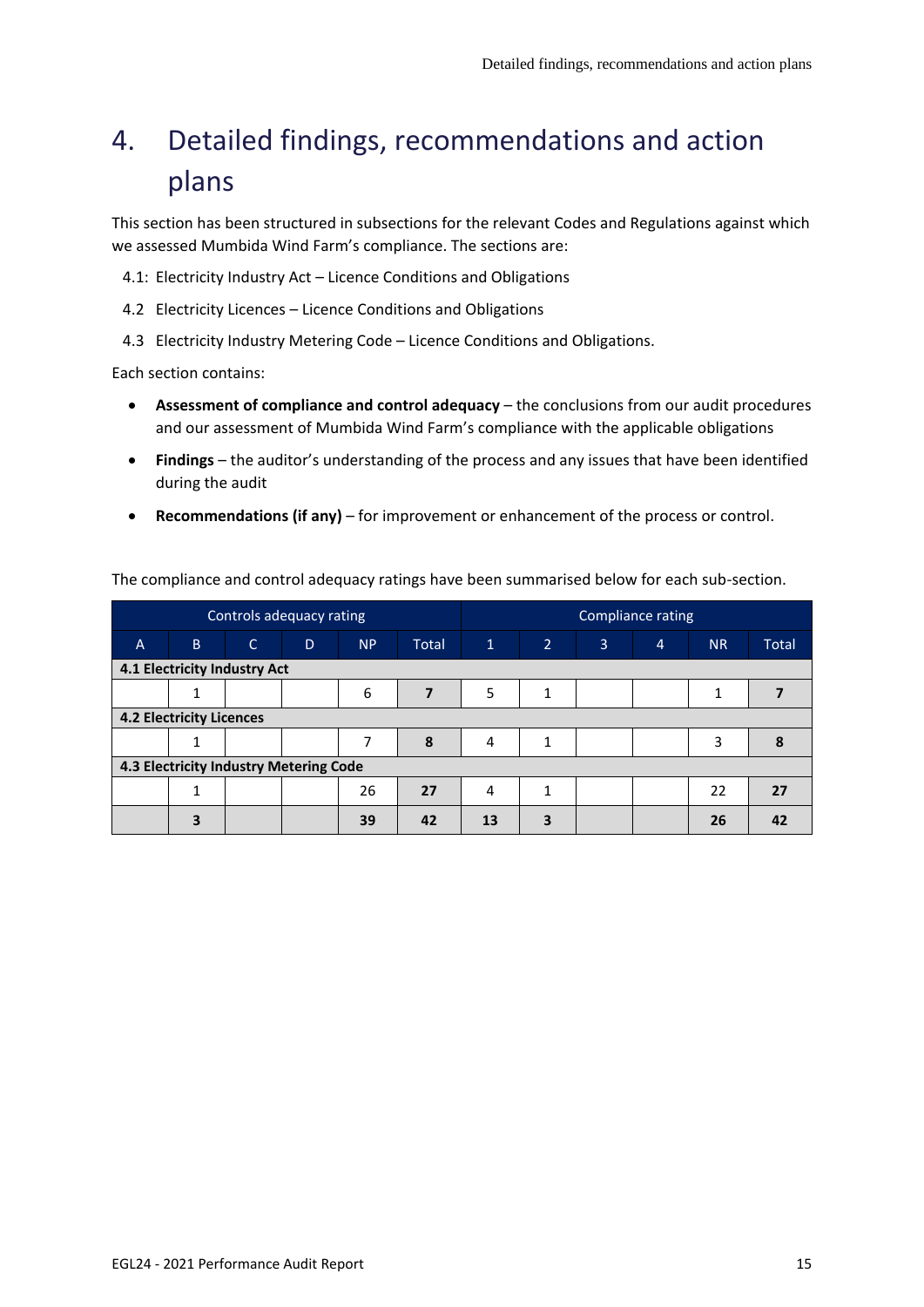# 4. Detailed findings, recommendations and action plans

This section has been structured in subsections for the relevant Codes and Regulations against which we assessed Mumbida Wind Farm's compliance. The sections are:

4.1: Electricity Industry Act – Licence Conditions and Obligations

4.2 Electricity Licences – Licence Conditions and Obligations

4.3 Electricity Industry Metering Code – Licence Conditions and Obligations.

Each section contains:

- **Assessment of compliance and control adequacy** – the conclusions from our audit procedures and our assessment of Mumbida Wind Farm's compliance with the applicable obligations
- **Findings** – the auditor's understanding of the process and any issues that have been identified during the audit
- **Recommendations (if any)** – for improvement or enhancement of the process or control.

The compliance and control adequacy ratings have been summarised below for each sub-section.

| Controls adequacy rating | | | | | | Compliance rating | | | | | |
|---|---|---|---|---|---|---|---|---|---|---|---|
| A | B | C | D | NP | Total | 1 | 2 | 3 | 4 | NR | Total |
| **4.1 Electricity Industry Act** | | | | | | | | | | | |
| | 1 | | | 6 | **7** | 5 | 1 | | | 1 | **7** |
| **4.2 Electricity Licences** | | | | | | | | | | | |
| | 1 | | | 7 | **8** | 4 | 1 | | | 3 | **8** |
| **4.3 Electricity Industry Metering Code** | | | | | | | | | | | |
| | 1 | | | 26 | **27** | 4 | 1 | | | 22 | **27** |
| | **3** | | | **39** | **42** | **13** | **3** | | | **26** | **42** |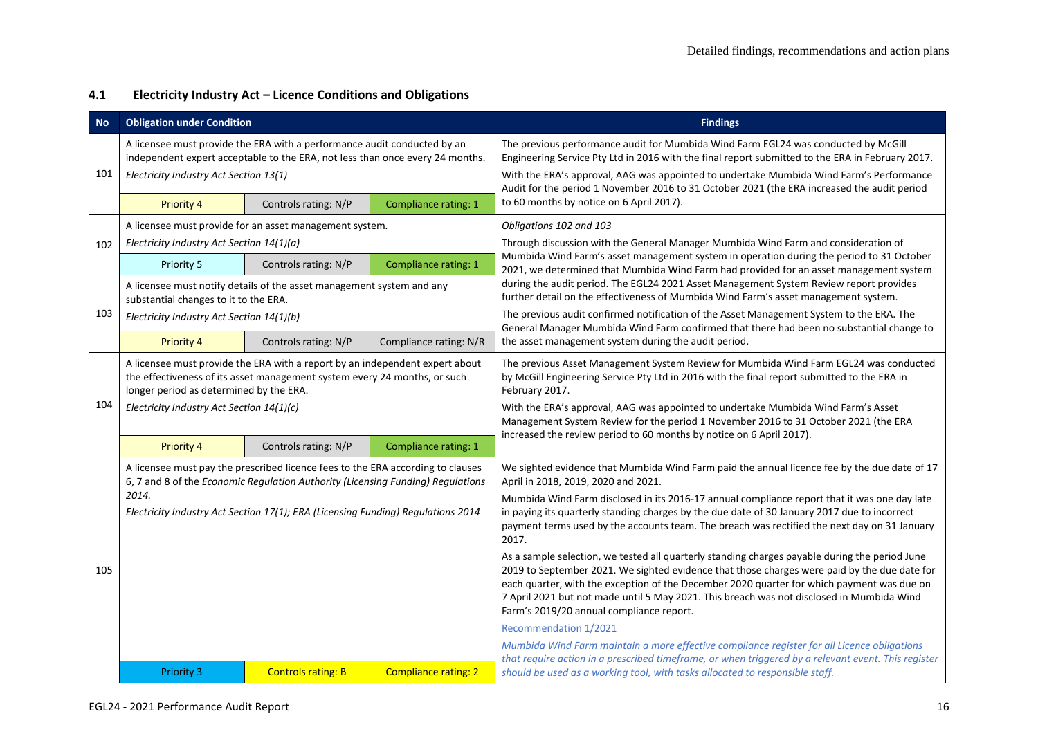## 4.1 Electricity Industry Act – Licence Conditions and Obligations

| No | Obligation under Condition | | | Findings |
|---|---|---|---|---|
| 101 | A licensee must provide the ERA with a performance audit conducted by an independent expert acceptable to the ERA, not less than once every 24 months.<br>*Electricity Industry Act Section 13(1)* | | | The previous performance audit for Mumbida Wind Farm EGL24 was conducted by McGill Engineering Service Pty Ltd in 2016 with the final report submitted to the ERA in February 2017.<br>With the ERA's approval, AAG was appointed to undertake Mumbida Wind Farm's Performance Audit for the period 1 November 2016 to 31 October 2021 (the ERA increased the audit period to 60 months by notice on 6 April 2017). |
| | Priority 4 | Controls rating: N/P | Compliance rating: 1 | |
| 102 | A licensee must provide for an asset management system.<br>*Electricity Industry Act Section 14(1)(a)* | | | *Obligations 102 and 103*<br>Through discussion with the General Manager Mumbida Wind Farm and consideration of Mumbida Wind Farm's asset management system in operation during the period to 31 October 2021, we determined that Mumbida Wind Farm had provided for an asset management system during the audit period. The EGL24 2021 Asset Management System Review report provides further detail on the effectiveness of Mumbida Wind Farm's asset management system.<br>The previous audit confirmed notification of the Asset Management System to the ERA. The General Manager Mumbida Wind Farm confirmed that there had been no substantial change to the asset management system during the audit period. |
| | Priority 5 | Controls rating: N/P | Compliance rating: 1 | |
| 103 | A licensee must notify details of the asset management system and any substantial changes to it to the ERA.<br>*Electricity Industry Act Section 14(1)(b)* | | | |
| | Priority 4 | Controls rating: N/P | Compliance rating: N/R | |
| 104 | A licensee must provide the ERA with a report by an independent expert about the effectiveness of its asset management system every 24 months, or such longer period as determined by the ERA.<br>*Electricity Industry Act Section 14(1)(c)* | | | The previous Asset Management System Review for Mumbida Wind Farm EGL24 was conducted by McGill Engineering Service Pty Ltd in 2016 with the final report submitted to the ERA in February 2017.<br>With the ERA's approval, AAG was appointed to undertake Mumbida Wind Farm's Asset Management System Review for the period 1 November 2016 to 31 October 2021 (the ERA increased the review period to 60 months by notice on 6 April 2017). |
| | Priority 4 | Controls rating: N/P | Compliance rating: 1 | |
| 105 | A licensee must pay the prescribed licence fees to the ERA according to clauses 6, 7 and 8 of the *Economic Regulation Authority (Licensing Funding) Regulations 2014.*<br>*Electricity Industry Act Section 17(1); ERA (Licensing Funding) Regulations 2014* | | | We sighted evidence that Mumbida Wind Farm paid the annual licence fee by the due date of 17 April in 2018, 2019, 2020 and 2021.<br>Mumbida Wind Farm disclosed in its 2016-17 annual compliance report that it was one day late in paying its quarterly standing charges by the due date of 30 January 2017 due to incorrect payment terms used by the accounts team. The breach was rectified the next day on 31 January 2017.<br>As a sample selection, we tested all quarterly standing charges payable during the period June 2019 to September 2021. We sighted evidence that those charges were paid by the due date for each quarter, with the exception of the December 2020 quarter for which payment was due on 7 April 2021 but not made until 5 May 2021. This breach was not disclosed in Mumbida Wind Farm's 2019/20 annual compliance report.<br>Recommendation 1/2021<br>*Mumbida Wind Farm maintain a more effective compliance register for all Licence obligations that require action in a prescribed timeframe, or when triggered by a relevant event. This register should be used as a working tool, with tasks allocated to responsible staff.* |
| | Priority 3 | Controls rating: B | Compliance rating: 2 | |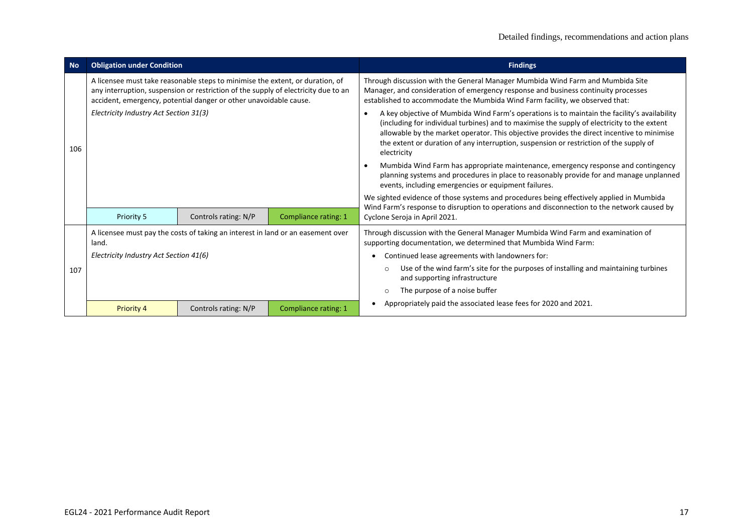| No | Obligation under Condition | | | Findings |
|---|---|---|---|---|
| 106 | A licensee must take reasonable steps to minimise the extent, or duration, of any interruption, suspension or restriction of the supply of electricity due to an accident, emergency, potential danger or other unavoidable cause.<br><br>*Electricity Industry Act Section 31(3)* | | | Through discussion with the General Manager Mumbida Wind Farm and Mumbida Site Manager, and consideration of emergency response and business continuity processes established to accommodate the Mumbida Wind Farm facility, we observed that:<br>• A key objective of Mumbida Wind Farm's operations is to maintain the facility's availability (including for individual turbines) and to maximise the supply of electricity to the extent allowable by the market operator. This objective provides the direct incentive to minimise the extent or duration of any interruption, suspension or restriction of the supply of electricity<br>• Mumbida Wind Farm has appropriate maintenance, emergency response and contingency planning systems and procedures in place to reasonably provide for and manage unplanned events, including emergencies or equipment failures.<br><br>We sighted evidence of those systems and procedures being effectively applied in Mumbida Wind Farm's response to disruption to operations and disconnection to the network caused by Cyclone Seroja in April 2021. |
| | Priority 5 | Controls rating: N/P | Compliance rating: 1 | |
| 107 | A licensee must pay the costs of taking an interest in land or an easement over land.<br><br>*Electricity Industry Act Section 41(6)* | | | Through discussion with the General Manager Mumbida Wind Farm and examination of supporting documentation, we determined that Mumbida Wind Farm:<br>• Continued lease agreements with landowners for:<br>  ○ Use of the wind farm's site for the purposes of installing and maintaining turbines and supporting infrastructure<br>  ○ The purpose of a noise buffer<br>• Appropriately paid the associated lease fees for 2020 and 2021. |
| | Priority 4 | Controls rating: N/P | Compliance rating: 1 | |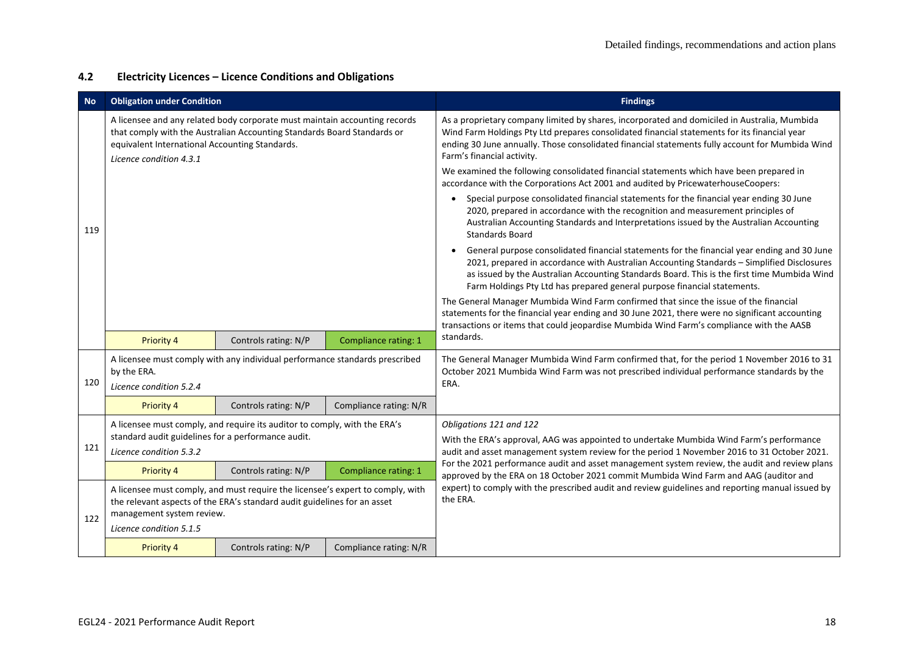## 4.2 Electricity Licences – Licence Conditions and Obligations

| No | Obligation under Condition | | | Findings |
|---|---|---|---|---|
| 119 | A licensee and any related body corporate must maintain accounting records that comply with the Australian Accounting Standards Board Standards or equivalent International Accounting Standards.<br>*Licence condition 4.3.1* | | | As a proprietary company limited by shares, incorporated and domiciled in Australia, Mumbida Wind Farm Holdings Pty Ltd prepares consolidated financial statements for its financial year ending 30 June annually. Those consolidated financial statements fully account for Mumbida Wind Farm's financial activity.<br>We examined the following consolidated financial statements which have been prepared in accordance with the Corporations Act 2001 and audited by PricewaterhouseCoopers:<br>• Special purpose consolidated financial statements for the financial year ending 30 June 2020, prepared in accordance with the recognition and measurement principles of Australian Accounting Standards and Interpretations issued by the Australian Accounting Standards Board<br>• General purpose consolidated financial statements for the financial year ending and 30 June 2021, prepared in accordance with Australian Accounting Standards – Simplified Disclosures as issued by the Australian Accounting Standards Board. This is the first time Mumbida Wind Farm Holdings Pty Ltd has prepared general purpose financial statements.<br>The General Manager Mumbida Wind Farm confirmed that since the issue of the financial statements for the financial year ending and 30 June 2021, there were no significant accounting transactions or items that could jeopardise Mumbida Wind Farm's compliance with the AASB standards. |
| | Priority 4 | Controls rating: N/P | Compliance rating: 1 | |
| 120 | A licensee must comply with any individual performance standards prescribed by the ERA.<br>*Licence condition 5.2.4* | | | The General Manager Mumbida Wind Farm confirmed that, for the period 1 November 2016 to 31 October 2021 Mumbida Wind Farm was not prescribed individual performance standards by the ERA. |
| | Priority 4 | Controls rating: N/P | Compliance rating: N/R | |
| 121 | A licensee must comply, and require its auditor to comply, with the ERA's standard audit guidelines for a performance audit.<br>*Licence condition 5.3.2* | | | *Obligations 121 and 122*<br>With the ERA's approval, AAG was appointed to undertake Mumbida Wind Farm's performance audit and asset management system review for the period 1 November 2016 to 31 October 2021.<br>For the 2021 performance audit and asset management system review, the audit and review plans approved by the ERA on 18 October 2021 commit Mumbida Wind Farm and AAG (auditor and expert) to comply with the prescribed audit and review guidelines and reporting manual issued by the ERA. |
| | Priority 4 | Controls rating: N/P | Compliance rating: 1 | |
| 122 | A licensee must comply, and must require the licensee's expert to comply, with the relevant aspects of the ERA's standard audit guidelines for an asset management system review.<br>*Licence condition 5.1.5* | | | |
| | Priority 4 | Controls rating: N/P | Compliance rating: N/R | |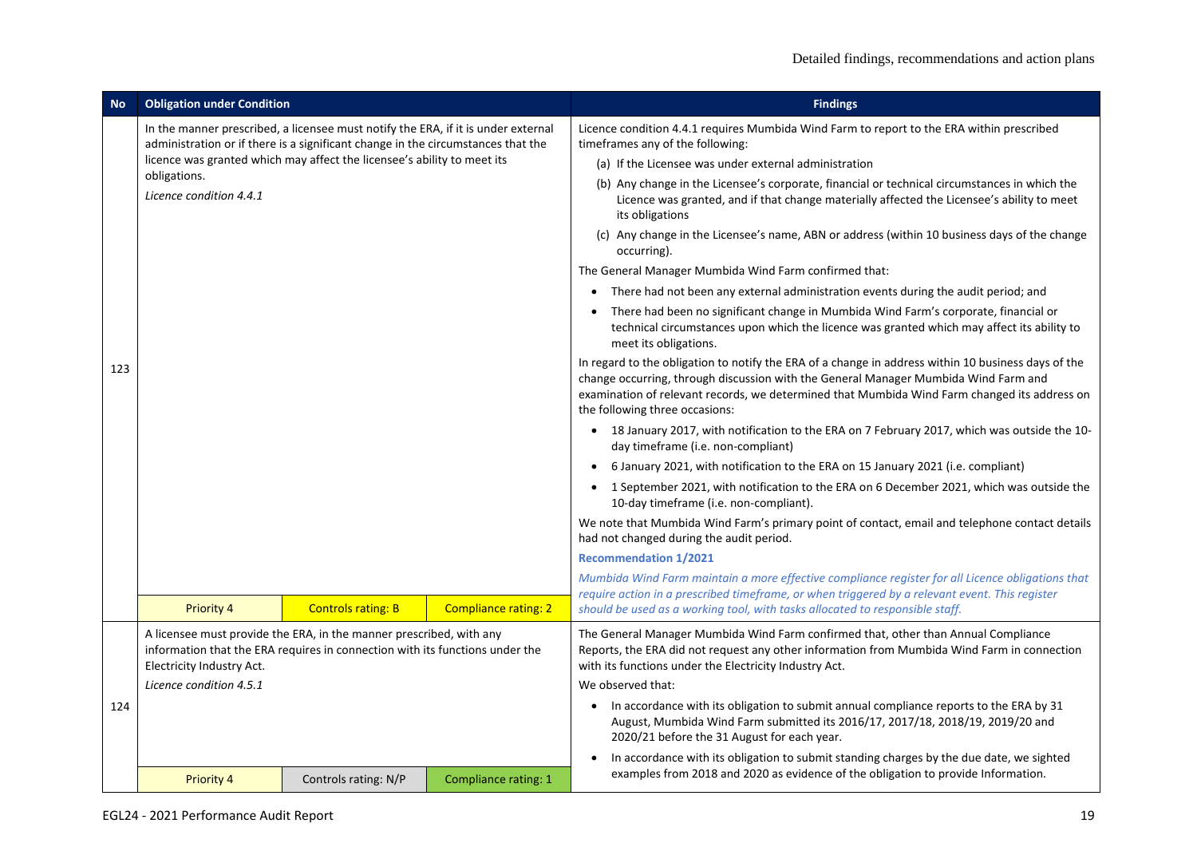| No | Obligation under Condition | | | Findings |
|---|---|---|---|---|
| 123 | In the manner prescribed, a licensee must notify the ERA, if it is under external administration or if there is a significant change in the circumstances that the licence was granted which may affect the licensee's ability to meet its obligations.<br>*Licence condition 4.4.1* | | | Licence condition 4.4.1 requires Mumbida Wind Farm to report to the ERA within prescribed timeframes any of the following:<br>(a) If the Licensee was under external administration<br>(b) Any change in the Licensee's corporate, financial or technical circumstances in which the Licence was granted, and if that change materially affected the Licensee's ability to meet its obligations<br>(c) Any change in the Licensee's name, ABN or address (within 10 business days of the change occurring).<br>The General Manager Mumbida Wind Farm confirmed that:<br>• There had not been any external administration events during the audit period; and<br>• There had been no significant change in Mumbida Wind Farm's corporate, financial or technical circumstances upon which the licence was granted which may affect its ability to meet its obligations.<br>In regard to the obligation to notify the ERA of a change in address within 10 business days of the change occurring, through discussion with the General Manager Mumbida Wind Farm and examination of relevant records, we determined that Mumbida Wind Farm changed its address on the following three occasions:<br>• 18 January 2017, with notification to the ERA on 7 February 2017, which was outside the 10-day timeframe (i.e. non-compliant)<br>• 6 January 2021, with notification to the ERA on 15 January 2021 (i.e. compliant)<br>• 1 September 2021, with notification to the ERA on 6 December 2021, which was outside the 10-day timeframe (i.e. non-compliant).<br>We note that Mumbida Wind Farm's primary point of contact, email and telephone contact details had not changed during the audit period.<br>**Recommendation 1/2021**<br>*Mumbida Wind Farm maintain a more effective compliance register for all Licence obligations that require action in a prescribed timeframe, or when triggered by a relevant event. This register should be used as a working tool, with tasks allocated to responsible staff.* |
| | Priority 4 | Controls rating: B | Compliance rating: 2 | |
| 124 | A licensee must provide the ERA, in the manner prescribed, with any information that the ERA requires in connection with its functions under the Electricity Industry Act.<br>*Licence condition 4.5.1* | | | The General Manager Mumbida Wind Farm confirmed that, other than Annual Compliance Reports, the ERA did not request any other information from Mumbida Wind Farm in connection with its functions under the Electricity Industry Act.<br>We observed that:<br>• In accordance with its obligation to submit annual compliance reports to the ERA by 31 August, Mumbida Wind Farm submitted its 2016/17, 2017/18, 2018/19, 2019/20 and 2020/21 before the 31 August for each year.<br>• In accordance with its obligation to submit standing charges by the due date, we sighted examples from 2018 and 2020 as evidence of the obligation to provide Information. |
| | Priority 4 | Controls rating: N/P | Compliance rating: 1 | |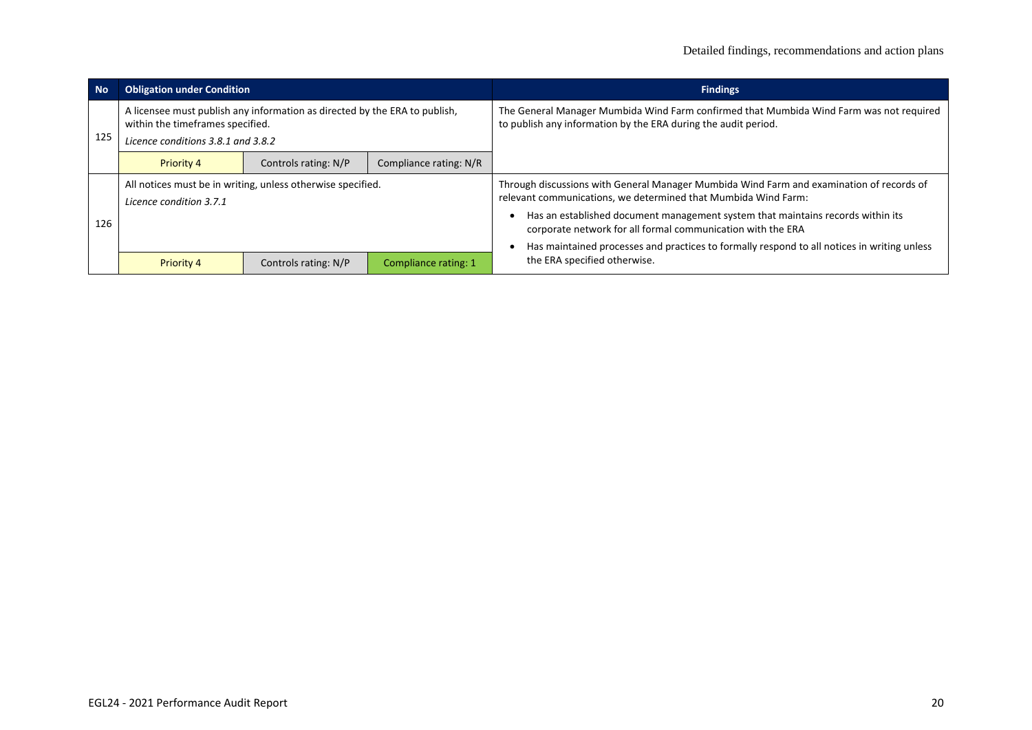| No | Obligation under Condition | | | Findings |
|---|---|---|---|---|
| 125 | A licensee must publish any information as directed by the ERA to publish, within the timeframes specified.<br>*Licence conditions 3.8.1 and 3.8.2* | | | The General Manager Mumbida Wind Farm confirmed that Mumbida Wind Farm was not required to publish any information by the ERA during the audit period. |
| | Priority 4 | Controls rating: N/P | Compliance rating: N/R | |
| 126 | All notices must be in writing, unless otherwise specified.<br>*Licence condition 3.7.1* | | | Through discussions with General Manager Mumbida Wind Farm and examination of records of relevant communications, we determined that Mumbida Wind Farm:<br>• Has an established document management system that maintains records within its corporate network for all formal communication with the ERA<br>• Has maintained processes and practices to formally respond to all notices in writing unless the ERA specified otherwise. |
| | Priority 4 | Controls rating: N/P | Compliance rating: 1 | |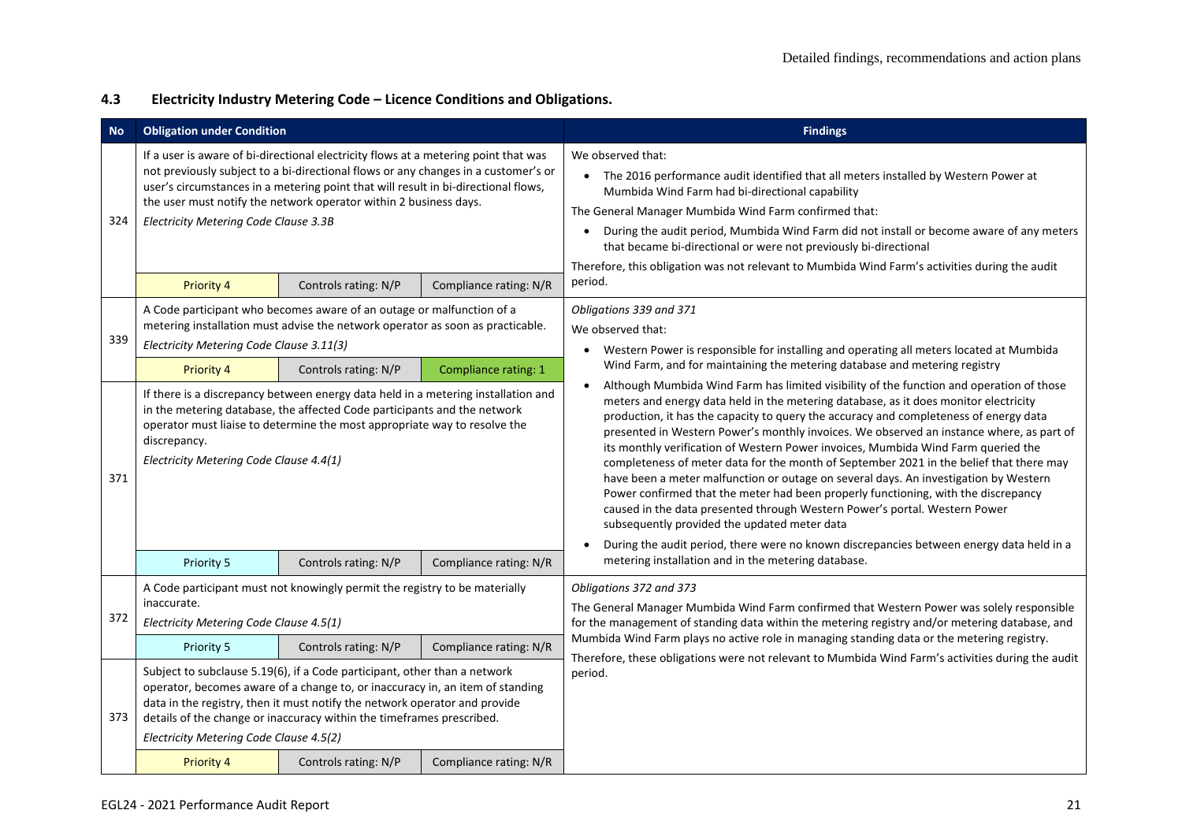## 4.3 Electricity Industry Metering Code – Licence Conditions and Obligations.

| No | Obligation under Condition | | | Findings |
|---|---|---|---|---|
| 324 | If a user is aware of bi-directional electricity flows at a metering point that was not previously subject to a bi-directional flows or any changes in a customer's or user's circumstances in a metering point that will result in bi-directional flows, the user must notify the network operator within 2 business days.<br>*Electricity Metering Code Clause 3.3B* | | | We observed that:<br>• The 2016 performance audit identified that all meters installed by Western Power at Mumbida Wind Farm had bi-directional capability<br>The General Manager Mumbida Wind Farm confirmed that:<br>• During the audit period, Mumbida Wind Farm did not install or become aware of any meters that became bi-directional or were not previously bi-directional<br>Therefore, this obligation was not relevant to Mumbida Wind Farm's activities during the audit period. |
| | Priority 4 | Controls rating: N/P | Compliance rating: N/R | |
| 339 | A Code participant who becomes aware of an outage or malfunction of a metering installation must advise the network operator as soon as practicable.<br>*Electricity Metering Code Clause 3.11(3)* | | | *Obligations 339 and 371*<br>We observed that:<br>• Western Power is responsible for installing and operating all meters located at Mumbida Wind Farm, and for maintaining the metering database and metering registry<br>• Although Mumbida Wind Farm has limited visibility of the function and operation of those meters and energy data held in the metering database, as it does monitor electricity production, it has the capacity to query the accuracy and completeness of energy data presented in Western Power's monthly invoices. We observed an instance where, as part of its monthly verification of Western Power invoices, Mumbida Wind Farm queried the completeness of meter data for the month of September 2021 in the belief that there may have been a meter malfunction or outage on several days. An investigation by Western Power confirmed that the meter had been properly functioning, with the discrepancy caused in the data presented through Western Power's portal. Western Power subsequently provided the updated meter data<br>• During the audit period, there were no known discrepancies between energy data held in a metering installation and in the metering database. |
| | Priority 4 | Controls rating: N/P | Compliance rating: 1 | |
| 371 | If there is a discrepancy between energy data held in a metering installation and in the metering database, the affected Code participants and the network operator must liaise to determine the most appropriate way to resolve the discrepancy.<br>*Electricity Metering Code Clause 4.4(1)* | | | |
| | Priority 5 | Controls rating: N/P | Compliance rating: N/R | |
| 372 | A Code participant must not knowingly permit the registry to be materially inaccurate.<br>*Electricity Metering Code Clause 4.5(1)* | | | *Obligations 372 and 373*<br>The General Manager Mumbida Wind Farm confirmed that Western Power was solely responsible for the management of standing data within the metering registry and/or metering database, and Mumbida Wind Farm plays no active role in managing standing data or the metering registry.<br>Therefore, these obligations were not relevant to Mumbida Wind Farm's activities during the audit period. |
| | Priority 5 | Controls rating: N/P | Compliance rating: N/R | |
| 373 | Subject to subclause 5.19(6), if a Code participant, other than a network operator, becomes aware of a change to, or inaccuracy in, an item of standing data in the registry, then it must notify the network operator and provide details of the change or inaccuracy within the timeframes prescribed.<br>*Electricity Metering Code Clause 4.5(2)* | | | |
| | Priority 4 | Controls rating: N/P | Compliance rating: N/R | |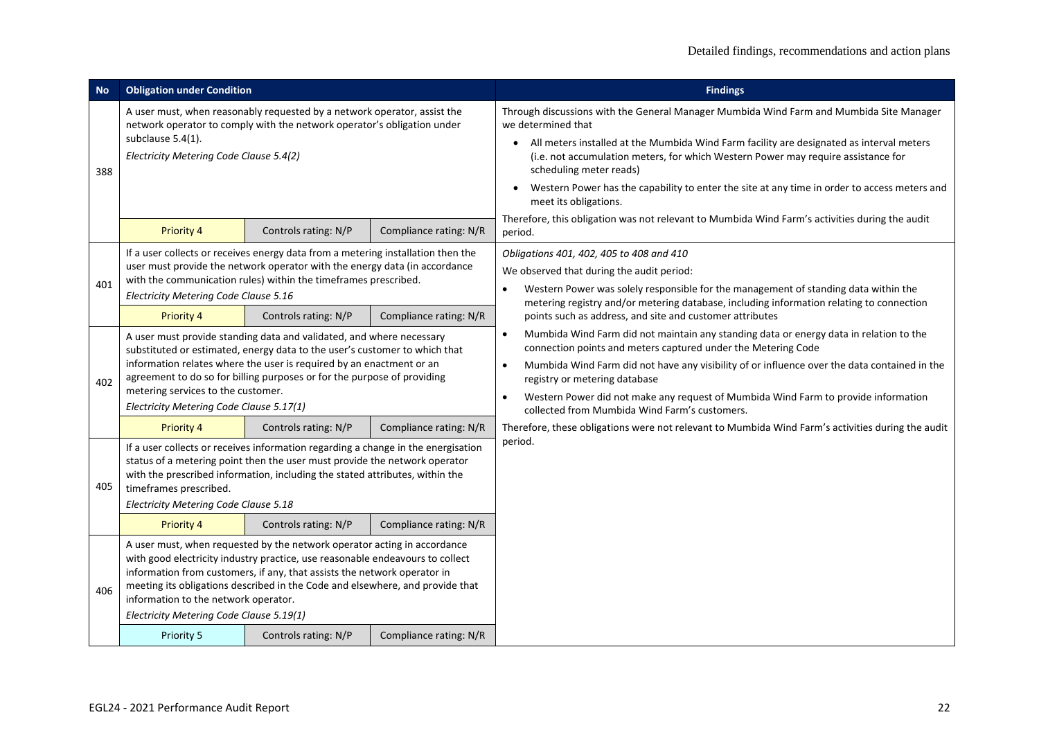| No | Obligation under Condition | | | Findings |
|---|---|---|---|---|
| 388 | A user must, when reasonably requested by a network operator, assist the network operator to comply with the network operator's obligation under subclause 5.4(1).<br>*Electricity Metering Code Clause 5.4(2)* | | | Through discussions with the General Manager Mumbida Wind Farm and Mumbida Site Manager we determined that<br>• All meters installed at the Mumbida Wind Farm facility are designated as interval meters (i.e. not accumulation meters, for which Western Power may require assistance for scheduling meter reads)<br>• Western Power has the capability to enter the site at any time in order to access meters and meet its obligations.<br>Therefore, this obligation was not relevant to Mumbida Wind Farm's activities during the audit period. |
| | Priority 4 | Controls rating: N/P | Compliance rating: N/R | |
| 401 | If a user collects or receives energy data from a metering installation then the user must provide the network operator with the energy data (in accordance with the communication rules) within the timeframes prescribed.<br>*Electricity Metering Code Clause 5.16* | | | *Obligations 401, 402, 405 to 408 and 410*<br>We observed that during the audit period:<br>• Western Power was solely responsible for the management of standing data within the metering registry and/or metering database, including information relating to connection points such as address, and site and customer attributes<br>• Mumbida Wind Farm did not maintain any standing data or energy data in relation to the connection points and meters captured under the Metering Code<br>• Mumbida Wind Farm did not have any visibility of or influence over the data contained in the registry or metering database<br>• Western Power did not make any request of Mumbida Wind Farm to provide information collected from Mumbida Wind Farm's customers.<br>Therefore, these obligations were not relevant to Mumbida Wind Farm's activities during the audit period. |
| | Priority 4 | Controls rating: N/P | Compliance rating: N/R | |
| 402 | A user must provide standing data and validated, and where necessary substituted or estimated, energy data to the user's customer to which that information relates where the user is required by an enactment or an agreement to do so for billing purposes or for the purpose of providing metering services to the customer.<br>*Electricity Metering Code Clause 5.17(1)* | | | |
| | Priority 4 | Controls rating: N/P | Compliance rating: N/R | |
| 405 | If a user collects or receives information regarding a change in the energisation status of a metering point then the user must provide the network operator with the prescribed information, including the stated attributes, within the timeframes prescribed.<br>*Electricity Metering Code Clause 5.18* | | | |
| | Priority 4 | Controls rating: N/P | Compliance rating: N/R | |
| 406 | A user must, when requested by the network operator acting in accordance with good electricity industry practice, use reasonable endeavours to collect information from customers, if any, that assists the network operator in meeting its obligations described in the Code and elsewhere, and provide that information to the network operator.<br>*Electricity Metering Code Clause 5.19(1)* | | | |
| | Priority 5 | Controls rating: N/P | Compliance rating: N/R | |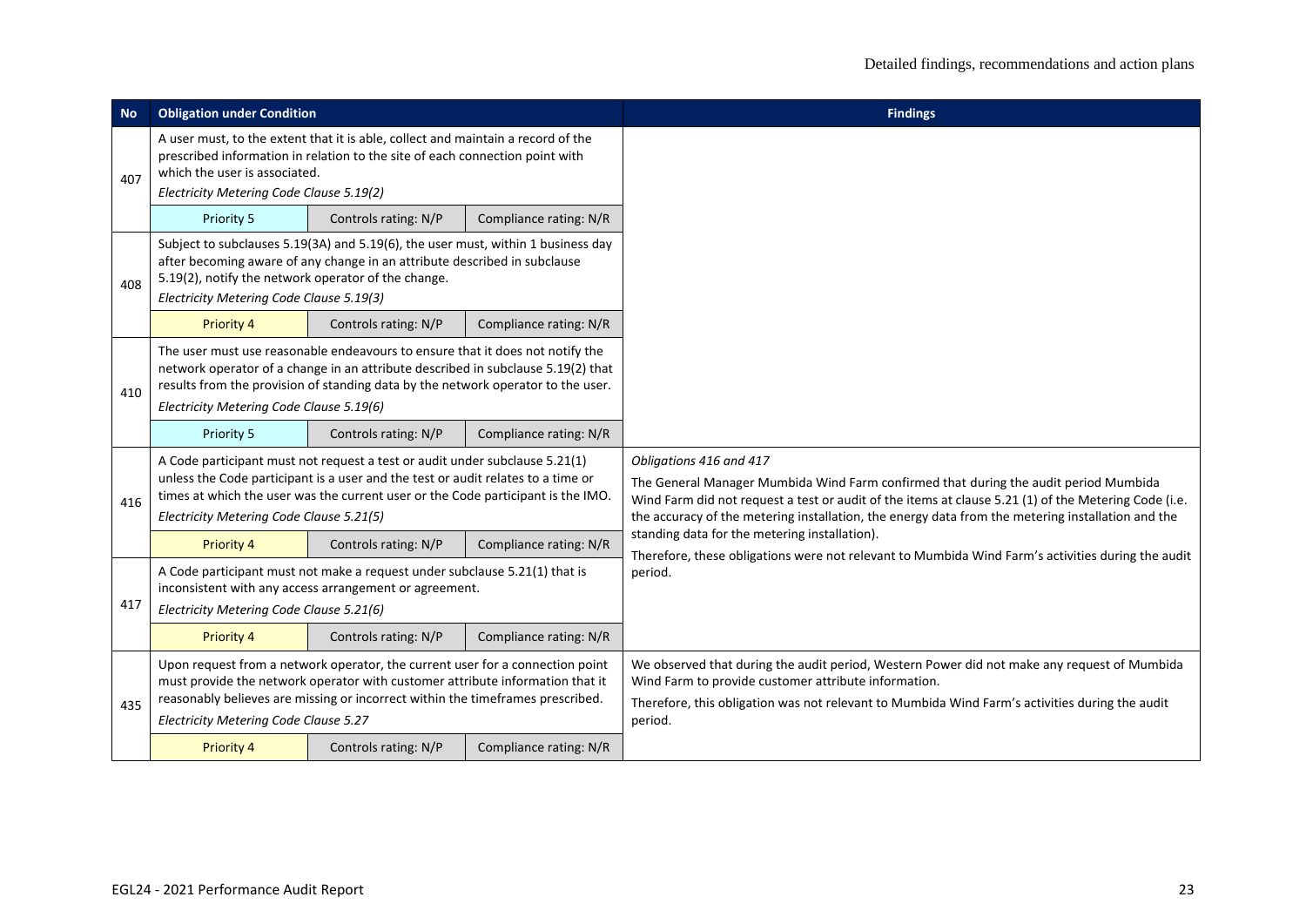| No | Obligation under Condition | | | Findings |
|---|---|---|---|---|
| 407 | A user must, to the extent that it is able, collect and maintain a record of the prescribed information in relation to the site of each connection point with which the user is associated.<br>*Electricity Metering Code Clause 5.19(2)* | | | |
| | Priority 5 | Controls rating: N/P | Compliance rating: N/R | |
| 408 | Subject to subclauses 5.19(3A) and 5.19(6), the user must, within 1 business day after becoming aware of any change in an attribute described in subclause 5.19(2), notify the network operator of the change.<br>*Electricity Metering Code Clause 5.19(3)* | | | |
| | Priority 4 | Controls rating: N/P | Compliance rating: N/R | |
| 410 | The user must use reasonable endeavours to ensure that it does not notify the network operator of a change in an attribute described in subclause 5.19(2) that results from the provision of standing data by the network operator to the user.<br>*Electricity Metering Code Clause 5.19(6)* | | | |
| | Priority 5 | Controls rating: N/P | Compliance rating: N/R | |
| 416 | A Code participant must not request a test or audit under subclause 5.21(1) unless the Code participant is a user and the test or audit relates to a time or times at which the user was the current user or the Code participant is the IMO.<br>*Electricity Metering Code Clause 5.21(5)* | | | *Obligations 416 and 417*<br>The General Manager Mumbida Wind Farm confirmed that during the audit period Mumbida Wind Farm did not request a test or audit of the items at clause 5.21 (1) of the Metering Code (i.e. the accuracy of the metering installation, the energy data from the metering installation and the standing data for the metering installation).<br>Therefore, these obligations were not relevant to Mumbida Wind Farm's activities during the audit period. |
| | Priority 4 | Controls rating: N/P | Compliance rating: N/R | |
| 417 | A Code participant must not make a request under subclause 5.21(1) that is inconsistent with any access arrangement or agreement.<br>*Electricity Metering Code Clause 5.21(6)* | | | |
| | Priority 4 | Controls rating: N/P | Compliance rating: N/R | |
| 435 | Upon request from a network operator, the current user for a connection point must provide the network operator with customer attribute information that it reasonably believes are missing or incorrect within the timeframes prescribed.<br>*Electricity Metering Code Clause 5.27* | | | We observed that during the audit period, Western Power did not make any request of Mumbida Wind Farm to provide customer attribute information.<br>Therefore, this obligation was not relevant to Mumbida Wind Farm's activities during the audit period. |
| | Priority 4 | Controls rating: N/P | Compliance rating: N/R | |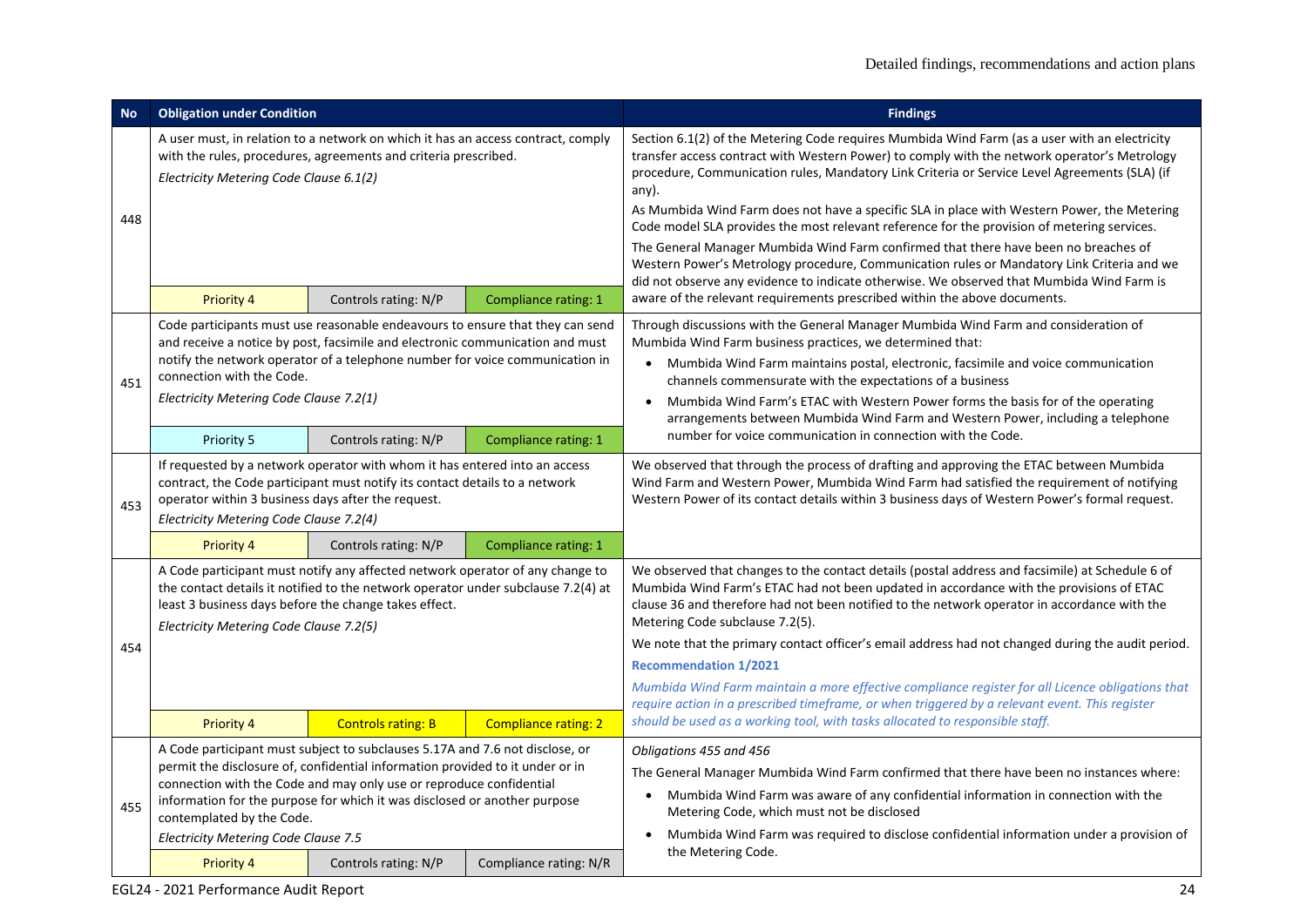| No | Obligation under Condition | | | Findings |
|---|---|---|---|---|
| 448 | A user must, in relation to a network on which it has an access contract, comply with the rules, procedures, agreements and criteria prescribed.<br>*Electricity Metering Code Clause 6.1(2)* | | | Section 6.1(2) of the Metering Code requires Mumbida Wind Farm (as a user with an electricity transfer access contract with Western Power) to comply with the network operator's Metrology procedure, Communication rules, Mandatory Link Criteria or Service Level Agreements (SLA) (if any).<br>As Mumbida Wind Farm does not have a specific SLA in place with Western Power, the Metering Code model SLA provides the most relevant reference for the provision of metering services.<br>The General Manager Mumbida Wind Farm confirmed that there have been no breaches of Western Power's Metrology procedure, Communication rules or Mandatory Link Criteria and we did not observe any evidence to indicate otherwise. We observed that Mumbida Wind Farm is aware of the relevant requirements prescribed within the above documents. |
| | Priority 4 | Controls rating: N/P | Compliance rating: 1 | |
| 451 | Code participants must use reasonable endeavours to ensure that they can send and receive a notice by post, facsimile and electronic communication and must notify the network operator of a telephone number for voice communication in connection with the Code.<br>*Electricity Metering Code Clause 7.2(1)* | | | Through discussions with the General Manager Mumbida Wind Farm and consideration of Mumbida Wind Farm business practices, we determined that:<br>• Mumbida Wind Farm maintains postal, electronic, facsimile and voice communication channels commensurate with the expectations of a business<br>• Mumbida Wind Farm's ETAC with Western Power forms the basis for of the operating arrangements between Mumbida Wind Farm and Western Power, including a telephone number for voice communication in connection with the Code. |
| | Priority 5 | Controls rating: N/P | Compliance rating: 1 | |
| 453 | If requested by a network operator with whom it has entered into an access contract, the Code participant must notify its contact details to a network operator within 3 business days after the request.<br>*Electricity Metering Code Clause 7.2(4)* | | | We observed that through the process of drafting and approving the ETAC between Mumbida Wind Farm and Western Power, Mumbida Wind Farm had satisfied the requirement of notifying Western Power of its contact details within 3 business days of Western Power's formal request. |
| | Priority 4 | Controls rating: N/P | Compliance rating: 1 | |
| 454 | A Code participant must notify any affected network operator of any change to the contact details it notified to the network operator under subclause 7.2(4) at least 3 business days before the change takes effect.<br>*Electricity Metering Code Clause 7.2(5)* | | | We observed that changes to the contact details (postal address and facsimile) at Schedule 6 of Mumbida Wind Farm's ETAC had not been updated in accordance with the provisions of ETAC clause 36 and therefore had not been notified to the network operator in accordance with the Metering Code subclause 7.2(5).<br>We note that the primary contact officer's email address had not changed during the audit period.<br>**Recommendation 1/2021**<br>*Mumbida Wind Farm maintain a more effective compliance register for all Licence obligations that require action in a prescribed timeframe, or when triggered by a relevant event. This register should be used as a working tool, with tasks allocated to responsible staff.* |
| | Priority 4 | Controls rating: B | Compliance rating: 2 | |
| 455 | A Code participant must subject to subclauses 5.17A and 7.6 not disclose, or permit the disclosure of, confidential information provided to it under or in connection with the Code and may only use or reproduce confidential information for the purpose for which it was disclosed or another purpose contemplated by the Code.<br>*Electricity Metering Code Clause 7.5* | | | *Obligations 455 and 456*<br>The General Manager Mumbida Wind Farm confirmed that there have been no instances where:<br>• Mumbida Wind Farm was aware of any confidential information in connection with the Metering Code, which must not be disclosed<br>• Mumbida Wind Farm was required to disclose confidential information under a provision of the Metering Code. |
| | Priority 4 | Controls rating: N/P | Compliance rating: N/R | |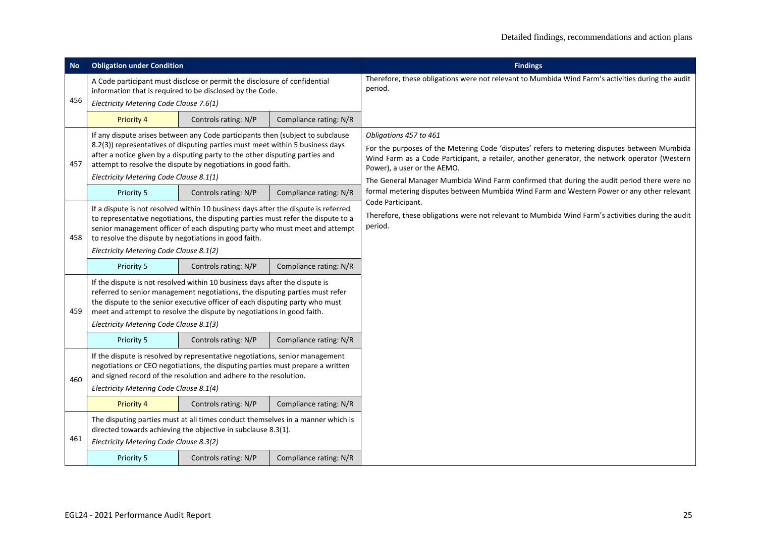| No | Obligation under Condition | | | Findings |
|---|---|---|---|---|
| 456 | A Code participant must disclose or permit the disclosure of confidential information that is required to be disclosed by the Code. *Electricity Metering Code Clause 7.6(1)* | | | Therefore, these obligations were not relevant to Mumbida Wind Farm's activities during the audit period. |
| | Priority 4 | Controls rating: N/P | Compliance rating: N/R | |
| 457 | If any dispute arises between any Code participants then (subject to subclause 8.2(3)) representatives of disputing parties must meet within 5 business days after a notice given by a disputing party to the other disputing parties and attempt to resolve the dispute by negotiations in good faith. *Electricity Metering Code Clause 8.1(1)* | | | *Obligations 457 to 461* For the purposes of the Metering Code 'disputes' refers to metering disputes between Mumbida Wind Farm as a Code Participant, a retailer, another generator, the network operator (Western Power), a user or the AEMO. The General Manager Mumbida Wind Farm confirmed that during the audit period there were no formal metering disputes between Mumbida Wind Farm and Western Power or any other relevant Code Participant. Therefore, these obligations were not relevant to Mumbida Wind Farm's activities during the audit period. |
| | Priority 5 | Controls rating: N/P | Compliance rating: N/R | |
| 458 | If a dispute is not resolved within 10 business days after the dispute is referred to representative negotiations, the disputing parties must refer the dispute to a senior management officer of each disputing party who must meet and attempt to resolve the dispute by negotiations in good faith. *Electricity Metering Code Clause 8.1(2)* | | | |
| | Priority 5 | Controls rating: N/P | Compliance rating: N/R | |
| 459 | If the dispute is not resolved within 10 business days after the dispute is referred to senior management negotiations, the disputing parties must refer the dispute to the senior executive officer of each disputing party who must meet and attempt to resolve the dispute by negotiations in good faith. *Electricity Metering Code Clause 8.1(3)* | | | |
| | Priority 5 | Controls rating: N/P | Compliance rating: N/R | |
| 460 | If the dispute is resolved by representative negotiations, senior management negotiations or CEO negotiations, the disputing parties must prepare a written and signed record of the resolution and adhere to the resolution. *Electricity Metering Code Clause 8.1(4)* | | | |
| | Priority 4 | Controls rating: N/P | Compliance rating: N/R | |
| 461 | The disputing parties must at all times conduct themselves in a manner which is directed towards achieving the objective in subclause 8.3(1). *Electricity Metering Code Clause 8.3(2)* | | | |
| | Priority 5 | Controls rating: N/P | Compliance rating: N/R | |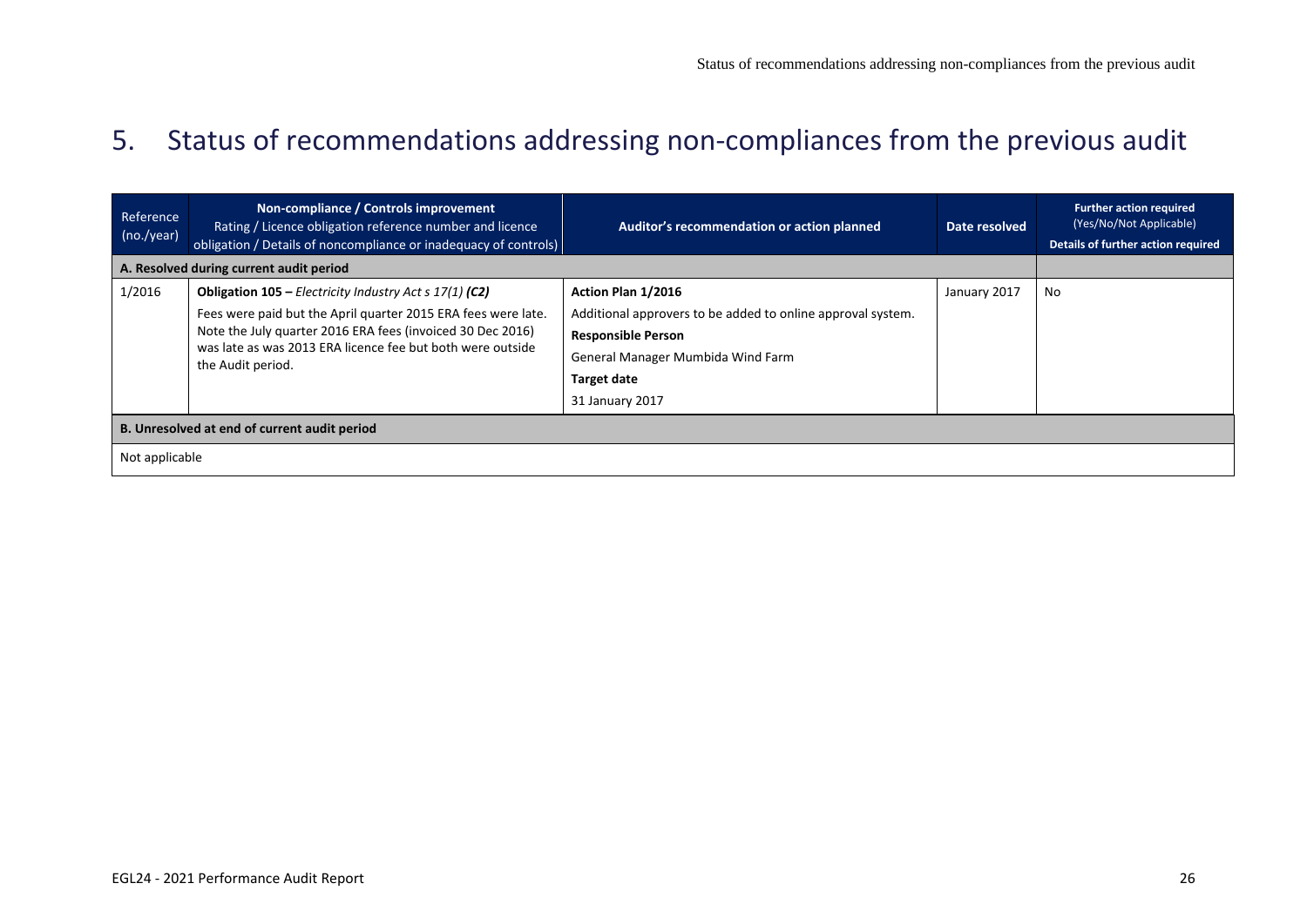# 5. Status of recommendations addressing non-compliances from the previous audit

| Reference (no./year) | **Non-compliance / Controls improvement** Rating / Licence obligation reference number and licence obligation / Details of noncompliance or inadequacy of controls | **Auditor's recommendation or action planned** | **Date resolved** | **Further action required** (Yes/No/Not Applicable) **Details of further action required** |
|---|---|---|---|---|
| **A. Resolved during current audit period** | | | | |
| 1/2016 | **Obligation 105 –** *Electricity Industry Act s 17(1)* ***(C2)*** Fees were paid but the April quarter 2015 ERA fees were late. Note the July quarter 2016 ERA fees (invoiced 30 Dec 2016) was late as was 2013 ERA licence fee but both were outside the Audit period. | **Action Plan 1/2016** Additional approvers to be added to online approval system. **Responsible Person** General Manager Mumbida Wind Farm **Target date** 31 January 2017 | January 2017 | No |
| **B. Unresolved at end of current audit period** | | | | |
| Not applicable | | | | |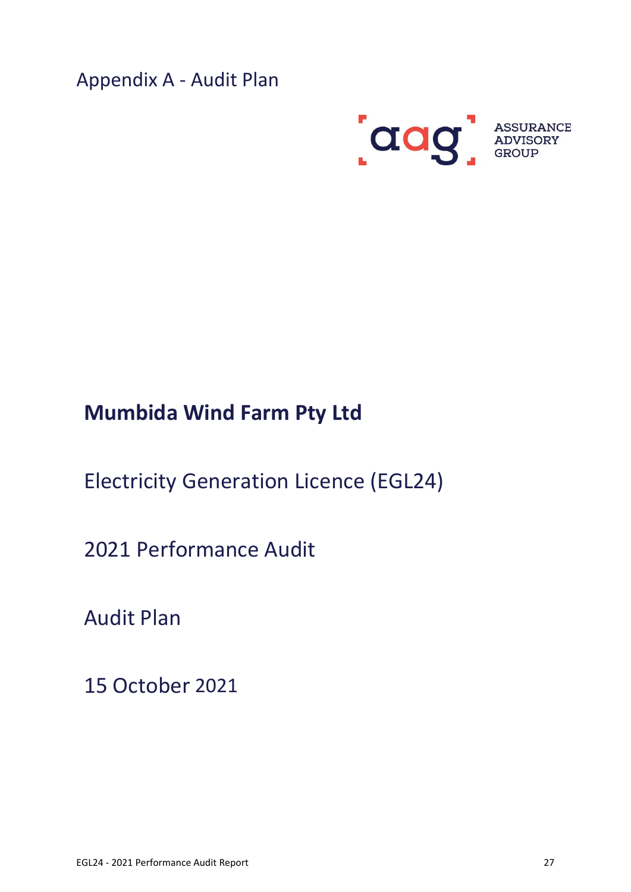# Appendix A - Audit Plan

ASSURANCE ADVISORY GROUP

**Mumbida Wind Farm Pty Ltd**

Electricity Generation Licence (EGL24)

2021 Performance Audit

Audit Plan

15 October 2021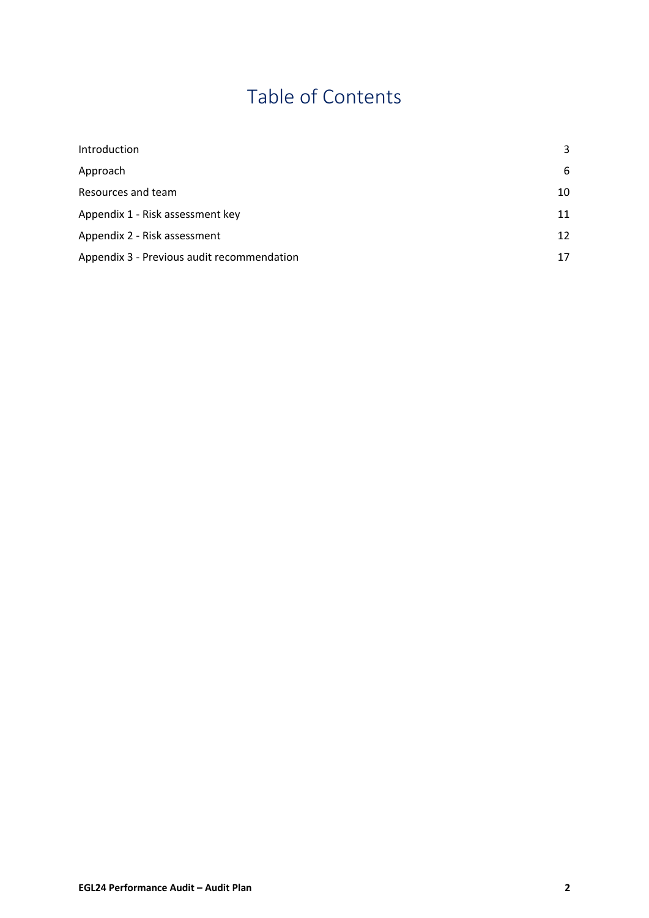# Table of Contents

| | |
|---|---|
| Introduction | 3 |
| Approach | 6 |
| Resources and team | 10 |
| Appendix 1 - Risk assessment key | 11 |
| Appendix 2 - Risk assessment | 12 |
| Appendix 3 - Previous audit recommendation | 17 |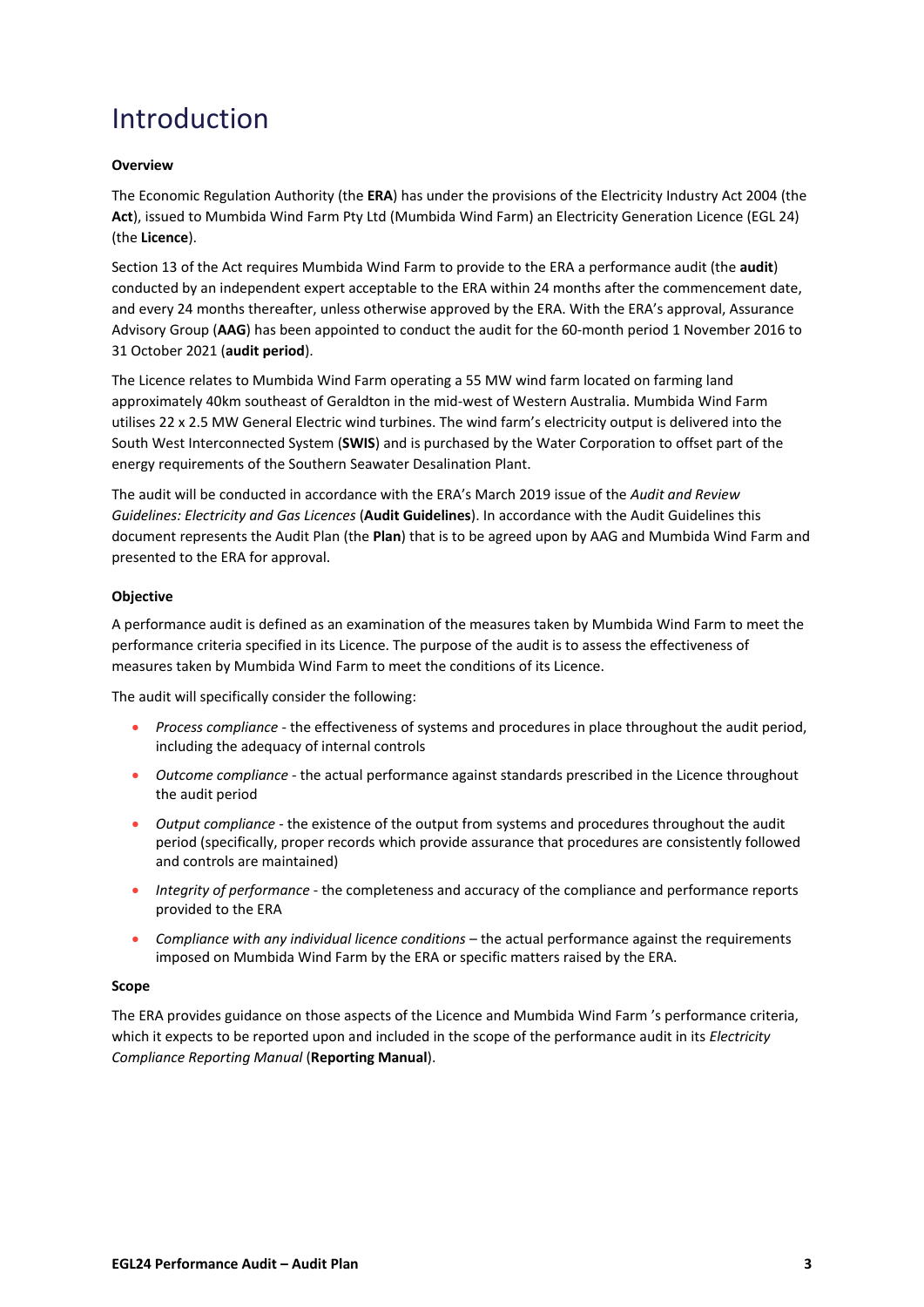# Introduction

**Overview**

The Economic Regulation Authority (the **ERA**) has under the provisions of the Electricity Industry Act 2004 (the **Act**), issued to Mumbida Wind Farm Pty Ltd (Mumbida Wind Farm) an Electricity Generation Licence (EGL 24) (the **Licence**).

Section 13 of the Act requires Mumbida Wind Farm to provide to the ERA a performance audit (the **audit**) conducted by an independent expert acceptable to the ERA within 24 months after the commencement date, and every 24 months thereafter, unless otherwise approved by the ERA. With the ERA's approval, Assurance Advisory Group (**AAG**) has been appointed to conduct the audit for the 60-month period 1 November 2016 to 31 October 2021 (**audit period**).

The Licence relates to Mumbida Wind Farm operating a 55 MW wind farm located on farming land approximately 40km southeast of Geraldton in the mid-west of Western Australia. Mumbida Wind Farm utilises 22 x 2.5 MW General Electric wind turbines. The wind farm's electricity output is delivered into the South West Interconnected System (**SWIS**) and is purchased by the Water Corporation to offset part of the energy requirements of the Southern Seawater Desalination Plant.

The audit will be conducted in accordance with the ERA's March 2019 issue of the *Audit and Review Guidelines: Electricity and Gas Licences* (**Audit Guidelines**). In accordance with the Audit Guidelines this document represents the Audit Plan (the **Plan**) that is to be agreed upon by AAG and Mumbida Wind Farm and presented to the ERA for approval.

**Objective**

A performance audit is defined as an examination of the measures taken by Mumbida Wind Farm to meet the performance criteria specified in its Licence. The purpose of the audit is to assess the effectiveness of measures taken by Mumbida Wind Farm to meet the conditions of its Licence.

The audit will specifically consider the following:

- *Process compliance* - the effectiveness of systems and procedures in place throughout the audit period, including the adequacy of internal controls
- *Outcome compliance* - the actual performance against standards prescribed in the Licence throughout the audit period
- *Output compliance* - the existence of the output from systems and procedures throughout the audit period (specifically, proper records which provide assurance that procedures are consistently followed and controls are maintained)
- *Integrity of performance* - the completeness and accuracy of the compliance and performance reports provided to the ERA
- *Compliance with any individual licence conditions* – the actual performance against the requirements imposed on Mumbida Wind Farm by the ERA or specific matters raised by the ERA.

**Scope**

The ERA provides guidance on those aspects of the Licence and Mumbida Wind Farm 's performance criteria, which it expects to be reported upon and included in the scope of the performance audit in its *Electricity Compliance Reporting Manual* (**Reporting Manual**).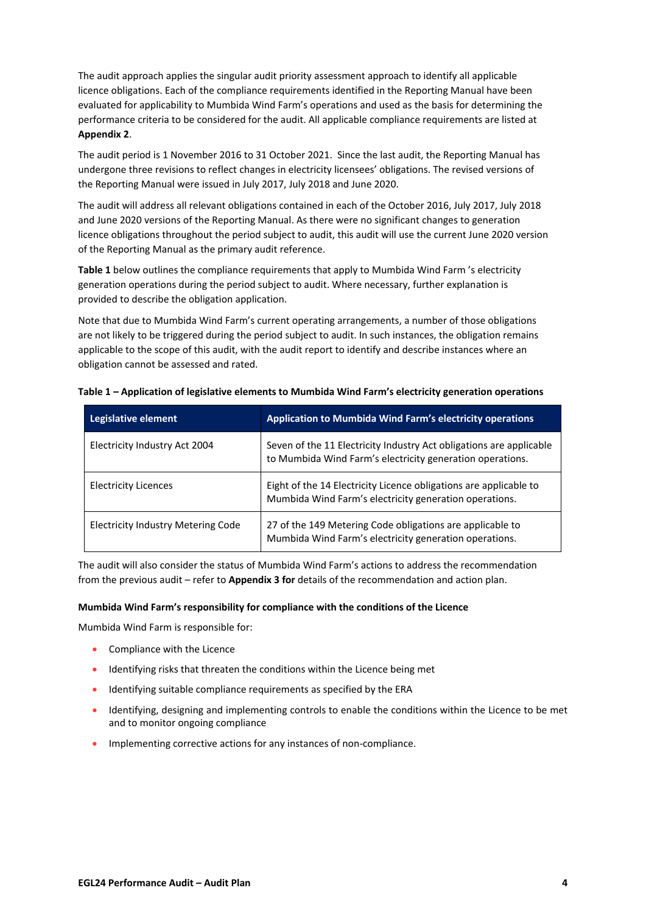The audit approach applies the singular audit priority assessment approach to identify all applicable licence obligations. Each of the compliance requirements identified in the Reporting Manual have been evaluated for applicability to Mumbida Wind Farm's operations and used as the basis for determining the performance criteria to be considered for the audit. All applicable compliance requirements are listed at **Appendix 2**.

The audit period is 1 November 2016 to 31 October 2021. Since the last audit, the Reporting Manual has undergone three revisions to reflect changes in electricity licensees' obligations. The revised versions of the Reporting Manual were issued in July 2017, July 2018 and June 2020.

The audit will address all relevant obligations contained in each of the October 2016, July 2017, July 2018 and June 2020 versions of the Reporting Manual. As there were no significant changes to generation licence obligations throughout the period subject to audit, this audit will use the current June 2020 version of the Reporting Manual as the primary audit reference.

**Table 1** below outlines the compliance requirements that apply to Mumbida Wind Farm 's electricity generation operations during the period subject to audit. Where necessary, further explanation is provided to describe the obligation application.

Note that due to Mumbida Wind Farm's current operating arrangements, a number of those obligations are not likely to be triggered during the period subject to audit. In such instances, the obligation remains applicable to the scope of this audit, with the audit report to identify and describe instances where an obligation cannot be assessed and rated.

**Table 1 – Application of legislative elements to Mumbida Wind Farm's electricity generation operations**

| Legislative element | Application to Mumbida Wind Farm's electricity operations |
|---|---|
| Electricity Industry Act 2004 | Seven of the 11 Electricity Industry Act obligations are applicable to Mumbida Wind Farm's electricity generation operations. |
| Electricity Licences | Eight of the 14 Electricity Licence obligations are applicable to Mumbida Wind Farm's electricity generation operations. |
| Electricity Industry Metering Code | 27 of the 149 Metering Code obligations are applicable to Mumbida Wind Farm's electricity generation operations. |

The audit will also consider the status of Mumbida Wind Farm's actions to address the recommendation from the previous audit – refer to **Appendix 3 for** details of the recommendation and action plan.

**Mumbida Wind Farm's responsibility for compliance with the conditions of the Licence**

Mumbida Wind Farm is responsible for:

- Compliance with the Licence
- Identifying risks that threaten the conditions within the Licence being met
- Identifying suitable compliance requirements as specified by the ERA
- Identifying, designing and implementing controls to enable the conditions within the Licence to be met and to monitor ongoing compliance
- Implementing corrective actions for any instances of non-compliance.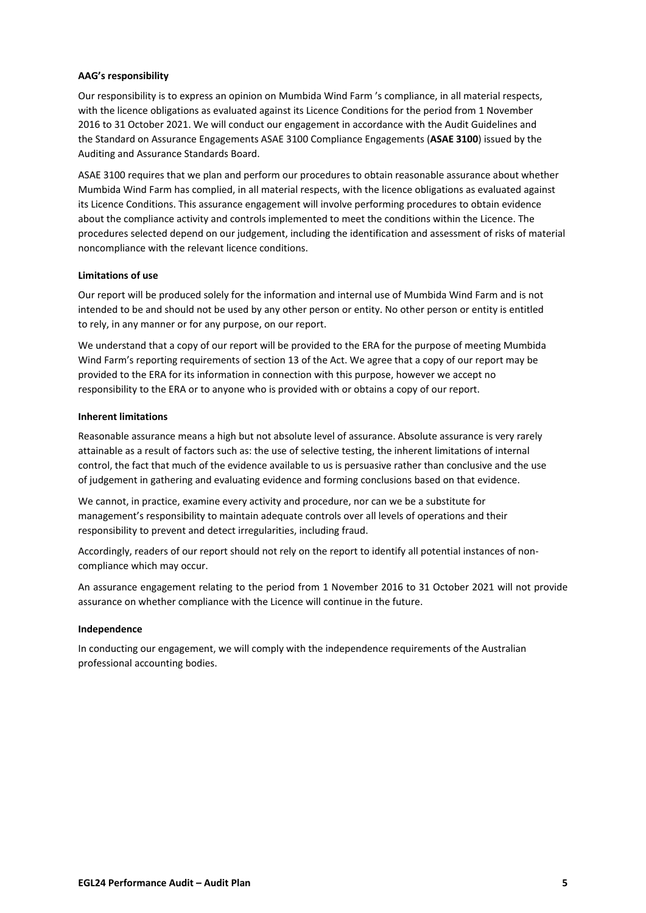**AAG's responsibility**

Our responsibility is to express an opinion on Mumbida Wind Farm 's compliance, in all material respects, with the licence obligations as evaluated against its Licence Conditions for the period from 1 November 2016 to 31 October 2021. We will conduct our engagement in accordance with the Audit Guidelines and the Standard on Assurance Engagements ASAE 3100 Compliance Engagements (**ASAE 3100**) issued by the Auditing and Assurance Standards Board.

ASAE 3100 requires that we plan and perform our procedures to obtain reasonable assurance about whether Mumbida Wind Farm has complied, in all material respects, with the licence obligations as evaluated against its Licence Conditions. This assurance engagement will involve performing procedures to obtain evidence about the compliance activity and controls implemented to meet the conditions within the Licence. The procedures selected depend on our judgement, including the identification and assessment of risks of material noncompliance with the relevant licence conditions.

**Limitations of use**

Our report will be produced solely for the information and internal use of Mumbida Wind Farm and is not intended to be and should not be used by any other person or entity. No other person or entity is entitled to rely, in any manner or for any purpose, on our report.

We understand that a copy of our report will be provided to the ERA for the purpose of meeting Mumbida Wind Farm's reporting requirements of section 13 of the Act. We agree that a copy of our report may be provided to the ERA for its information in connection with this purpose, however we accept no responsibility to the ERA or to anyone who is provided with or obtains a copy of our report.

**Inherent limitations**

Reasonable assurance means a high but not absolute level of assurance. Absolute assurance is very rarely attainable as a result of factors such as: the use of selective testing, the inherent limitations of internal control, the fact that much of the evidence available to us is persuasive rather than conclusive and the use of judgement in gathering and evaluating evidence and forming conclusions based on that evidence.

We cannot, in practice, examine every activity and procedure, nor can we be a substitute for management's responsibility to maintain adequate controls over all levels of operations and their responsibility to prevent and detect irregularities, including fraud.

Accordingly, readers of our report should not rely on the report to identify all potential instances of non-compliance which may occur.

An assurance engagement relating to the period from 1 November 2016 to 31 October 2021 will not provide assurance on whether compliance with the Licence will continue in the future.

**Independence**

In conducting our engagement, we will comply with the independence requirements of the Australian professional accounting bodies.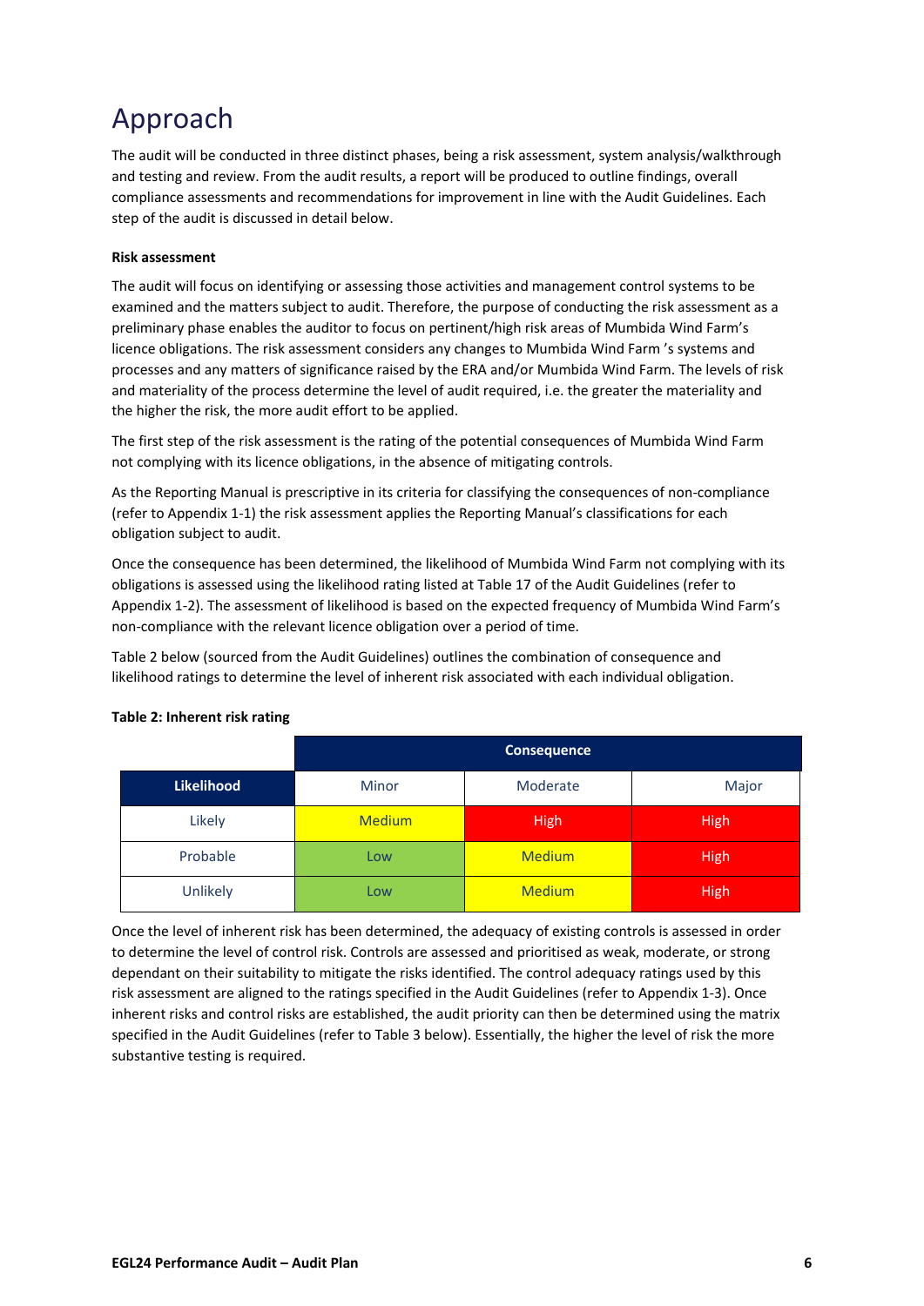# Approach

The audit will be conducted in three distinct phases, being a risk assessment, system analysis/walkthrough and testing and review. From the audit results, a report will be produced to outline findings, overall compliance assessments and recommendations for improvement in line with the Audit Guidelines. Each step of the audit is discussed in detail below.

**Risk assessment**

The audit will focus on identifying or assessing those activities and management control systems to be examined and the matters subject to audit. Therefore, the purpose of conducting the risk assessment as a preliminary phase enables the auditor to focus on pertinent/high risk areas of Mumbida Wind Farm's licence obligations. The risk assessment considers any changes to Mumbida Wind Farm 's systems and processes and any matters of significance raised by the ERA and/or Mumbida Wind Farm. The levels of risk and materiality of the process determine the level of audit required, i.e. the greater the materiality and the higher the risk, the more audit effort to be applied.

The first step of the risk assessment is the rating of the potential consequences of Mumbida Wind Farm not complying with its licence obligations, in the absence of mitigating controls.

As the Reporting Manual is prescriptive in its criteria for classifying the consequences of non-compliance (refer to Appendix 1-1) the risk assessment applies the Reporting Manual's classifications for each obligation subject to audit.

Once the consequence has been determined, the likelihood of Mumbida Wind Farm not complying with its obligations is assessed using the likelihood rating listed at Table 17 of the Audit Guidelines (refer to Appendix 1-2). The assessment of likelihood is based on the expected frequency of Mumbida Wind Farm's non-compliance with the relevant licence obligation over a period of time.

Table 2 below (sourced from the Audit Guidelines) outlines the combination of consequence and likelihood ratings to determine the level of inherent risk associated with each individual obligation.

**Table 2: Inherent risk rating**

| | Consequence | | |
|---|---|---|---|
| **Likelihood** | Minor | Moderate | Major |
| Likely | Medium | High | High |
| Probable | Low | Medium | High |
| Unlikely | Low | Medium | High |

Once the level of inherent risk has been determined, the adequacy of existing controls is assessed in order to determine the level of control risk. Controls are assessed and prioritised as weak, moderate, or strong dependant on their suitability to mitigate the risks identified. The control adequacy ratings used by this risk assessment are aligned to the ratings specified in the Audit Guidelines (refer to Appendix 1-3). Once inherent risks and control risks are established, the audit priority can then be determined using the matrix specified in the Audit Guidelines (refer to Table 3 below). Essentially, the higher the level of risk the more substantive testing is required.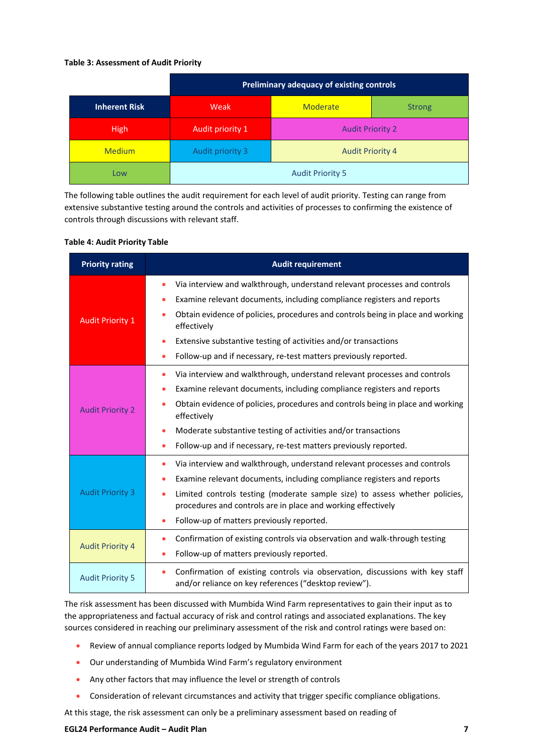**Table 3: Assessment of Audit Priority**

| | Preliminary adequacy of existing controls | | |
|---|---|---|---|
| **Inherent Risk** | Weak | Moderate | Strong |
| High | Audit priority 1 | Audit Priority 2 | |
| Medium | Audit priority 3 | Audit Priority 4 | |
| Low | Audit Priority 5 | | |

The following table outlines the audit requirement for each level of audit priority. Testing can range from extensive substantive testing around the controls and activities of processes to confirming the existence of controls through discussions with relevant staff.

**Table 4: Audit Priority Table**

| Priority rating | Audit requirement |
|---|---|
| Audit Priority 1 | • Via interview and walkthrough, understand relevant processes and controls<br>• Examine relevant documents, including compliance registers and reports<br>• Obtain evidence of policies, procedures and controls being in place and working effectively<br>• Extensive substantive testing of activities and/or transactions<br>• Follow-up and if necessary, re-test matters previously reported. |
| Audit Priority 2 | • Via interview and walkthrough, understand relevant processes and controls<br>• Examine relevant documents, including compliance registers and reports<br>• Obtain evidence of policies, procedures and controls being in place and working effectively<br>• Moderate substantive testing of activities and/or transactions<br>• Follow-up and if necessary, re-test matters previously reported. |
| Audit Priority 3 | • Via interview and walkthrough, understand relevant processes and controls<br>• Examine relevant documents, including compliance registers and reports<br>• Limited controls testing (moderate sample size) to assess whether policies, procedures and controls are in place and working effectively<br>• Follow-up of matters previously reported. |
| Audit Priority 4 | • Confirmation of existing controls via observation and walk-through testing<br>• Follow-up of matters previously reported. |
| Audit Priority 5 | • Confirmation of existing controls via observation, discussions with key staff and/or reliance on key references ("desktop review"). |

The risk assessment has been discussed with Mumbida Wind Farm representatives to gain their input as to the appropriateness and factual accuracy of risk and control ratings and associated explanations. The key sources considered in reaching our preliminary assessment of the risk and control ratings were based on:

- Review of annual compliance reports lodged by Mumbida Wind Farm for each of the years 2017 to 2021
- Our understanding of Mumbida Wind Farm's regulatory environment
- Any other factors that may influence the level or strength of controls
- Consideration of relevant circumstances and activity that trigger specific compliance obligations.

At this stage, the risk assessment can only be a preliminary assessment based on reading of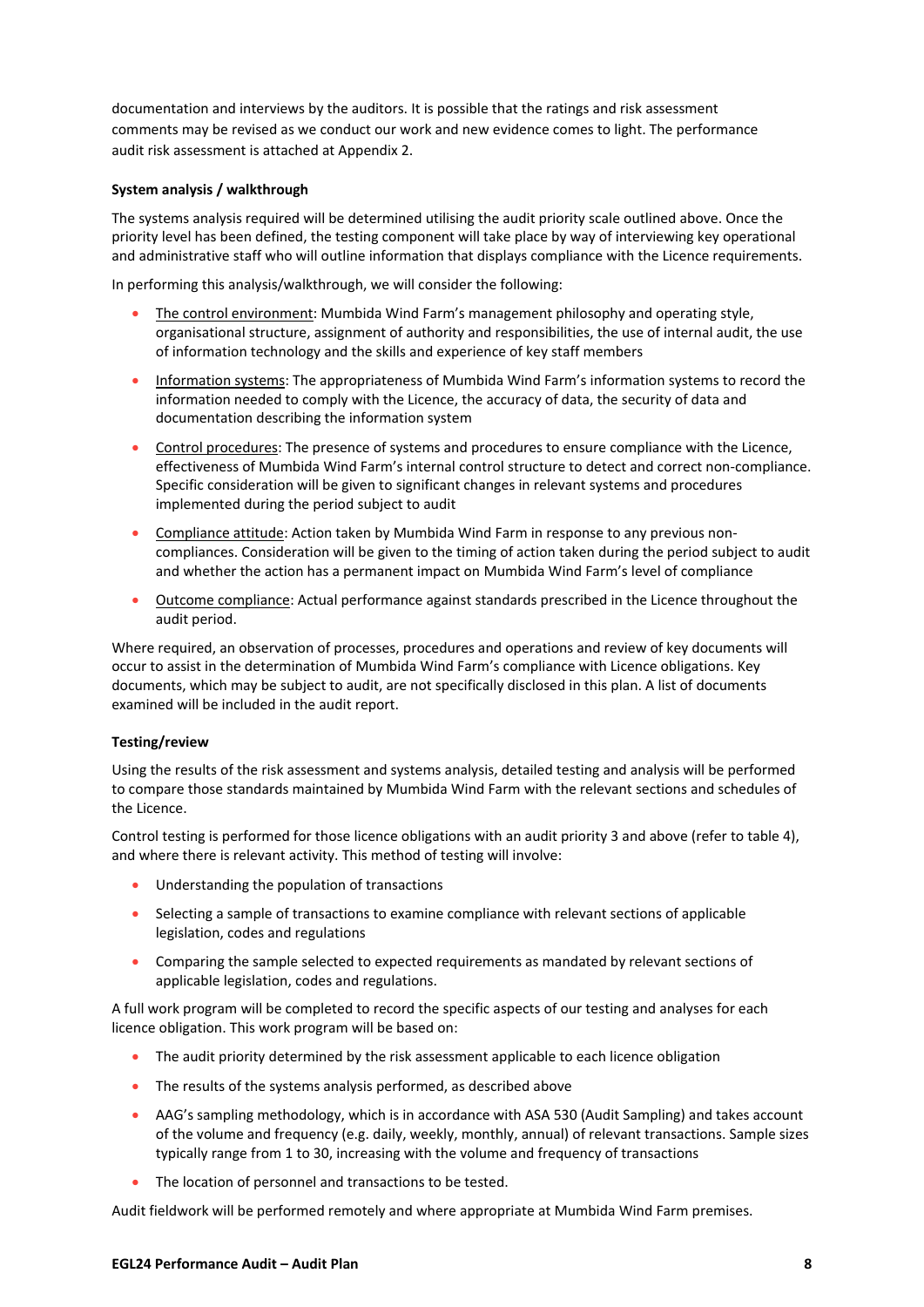documentation and interviews by the auditors. It is possible that the ratings and risk assessment comments may be revised as we conduct our work and new evidence comes to light. The performance audit risk assessment is attached at Appendix 2.

**System analysis / walkthrough**

The systems analysis required will be determined utilising the audit priority scale outlined above. Once the priority level has been defined, the testing component will take place by way of interviewing key operational and administrative staff who will outline information that displays compliance with the Licence requirements.

In performing this analysis/walkthrough, we will consider the following:

- <u>The control environment</u>: Mumbida Wind Farm's management philosophy and operating style, organisational structure, assignment of authority and responsibilities, the use of internal audit, the use of information technology and the skills and experience of key staff members
- <u>Information systems</u>: The appropriateness of Mumbida Wind Farm's information systems to record the information needed to comply with the Licence, the accuracy of data, the security of data and documentation describing the information system
- <u>Control procedures</u>: The presence of systems and procedures to ensure compliance with the Licence, effectiveness of Mumbida Wind Farm's internal control structure to detect and correct non-compliance. Specific consideration will be given to significant changes in relevant systems and procedures implemented during the period subject to audit
- <u>Compliance attitude</u>: Action taken by Mumbida Wind Farm in response to any previous non-compliances. Consideration will be given to the timing of action taken during the period subject to audit and whether the action has a permanent impact on Mumbida Wind Farm's level of compliance
- <u>Outcome compliance</u>: Actual performance against standards prescribed in the Licence throughout the audit period.

Where required, an observation of processes, procedures and operations and review of key documents will occur to assist in the determination of Mumbida Wind Farm's compliance with Licence obligations. Key documents, which may be subject to audit, are not specifically disclosed in this plan. A list of documents examined will be included in the audit report.

**Testing/review**

Using the results of the risk assessment and systems analysis, detailed testing and analysis will be performed to compare those standards maintained by Mumbida Wind Farm with the relevant sections and schedules of the Licence.

Control testing is performed for those licence obligations with an audit priority 3 and above (refer to table 4), and where there is relevant activity. This method of testing will involve:

- Understanding the population of transactions
- Selecting a sample of transactions to examine compliance with relevant sections of applicable legislation, codes and regulations
- Comparing the sample selected to expected requirements as mandated by relevant sections of applicable legislation, codes and regulations.

A full work program will be completed to record the specific aspects of our testing and analyses for each licence obligation. This work program will be based on:

- The audit priority determined by the risk assessment applicable to each licence obligation
- The results of the systems analysis performed, as described above
- AAG's sampling methodology, which is in accordance with ASA 530 (Audit Sampling) and takes account of the volume and frequency (e.g. daily, weekly, monthly, annual) of relevant transactions. Sample sizes typically range from 1 to 30, increasing with the volume and frequency of transactions
- The location of personnel and transactions to be tested.

Audit fieldwork will be performed remotely and where appropriate at Mumbida Wind Farm premises.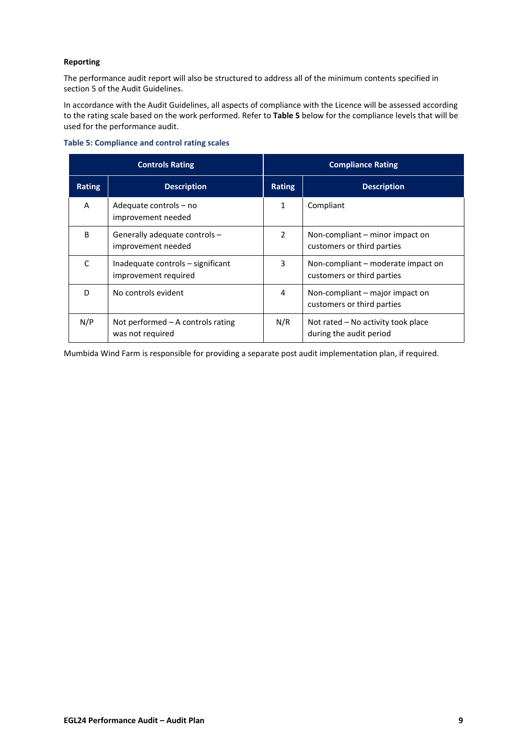**Reporting**

The performance audit report will also be structured to address all of the minimum contents specified in section 5 of the Audit Guidelines.

In accordance with the Audit Guidelines, all aspects of compliance with the Licence will be assessed according to the rating scale based on the work performed. Refer to **Table 5** below for the compliance levels that will be used for the performance audit.

**Table 5: Compliance and control rating scales**

| Controls Rating | | Compliance Rating | |
|---|---|---|---|
| **Rating** | **Description** | **Rating** | **Description** |
| A | Adequate controls – no improvement needed | 1 | Compliant |
| B | Generally adequate controls – improvement needed | 2 | Non-compliant – minor impact on customers or third parties |
| C | Inadequate controls – significant improvement required | 3 | Non-compliant – moderate impact on customers or third parties |
| D | No controls evident | 4 | Non-compliant – major impact on customers or third parties |
| N/P | Not performed – A controls rating was not required | N/R | Not rated – No activity took place during the audit period |

Mumbida Wind Farm is responsible for providing a separate post audit implementation plan, if required.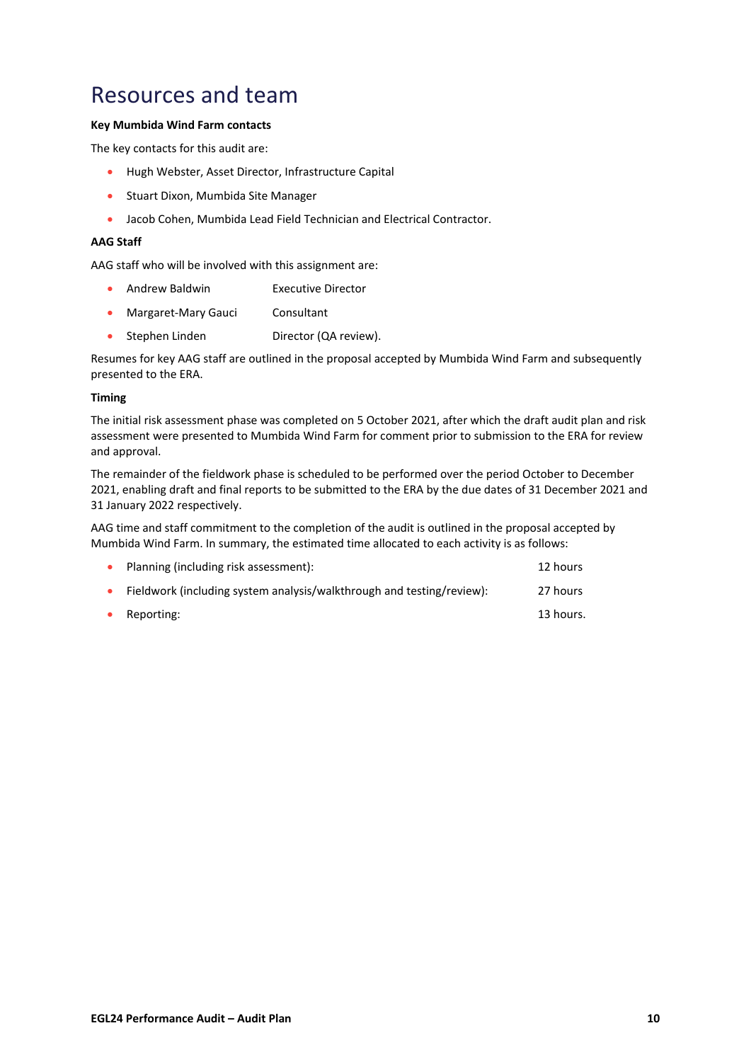# Resources and team

**Key Mumbida Wind Farm contacts**

The key contacts for this audit are:

- Hugh Webster, Asset Director, Infrastructure Capital
- Stuart Dixon, Mumbida Site Manager
- Jacob Cohen, Mumbida Lead Field Technician and Electrical Contractor.

**AAG Staff**

AAG staff who will be involved with this assignment are:

- Andrew Baldwin    Executive Director
- Margaret-Mary Gauci    Consultant
- Stephen Linden    Director (QA review).

Resumes for key AAG staff are outlined in the proposal accepted by Mumbida Wind Farm and subsequently presented to the ERA.

**Timing**

The initial risk assessment phase was completed on 5 October 2021, after which the draft audit plan and risk assessment were presented to Mumbida Wind Farm for comment prior to submission to the ERA for review and approval.

The remainder of the fieldwork phase is scheduled to be performed over the period October to December 2021, enabling draft and final reports to be submitted to the ERA by the due dates of 31 December 2021 and 31 January 2022 respectively.

AAG time and staff commitment to the completion of the audit is outlined in the proposal accepted by Mumbida Wind Farm. In summary, the estimated time allocated to each activity is as follows:

- Planning (including risk assessment):    12 hours
- Fieldwork (including system analysis/walkthrough and testing/review):    27 hours
- Reporting:    13 hours.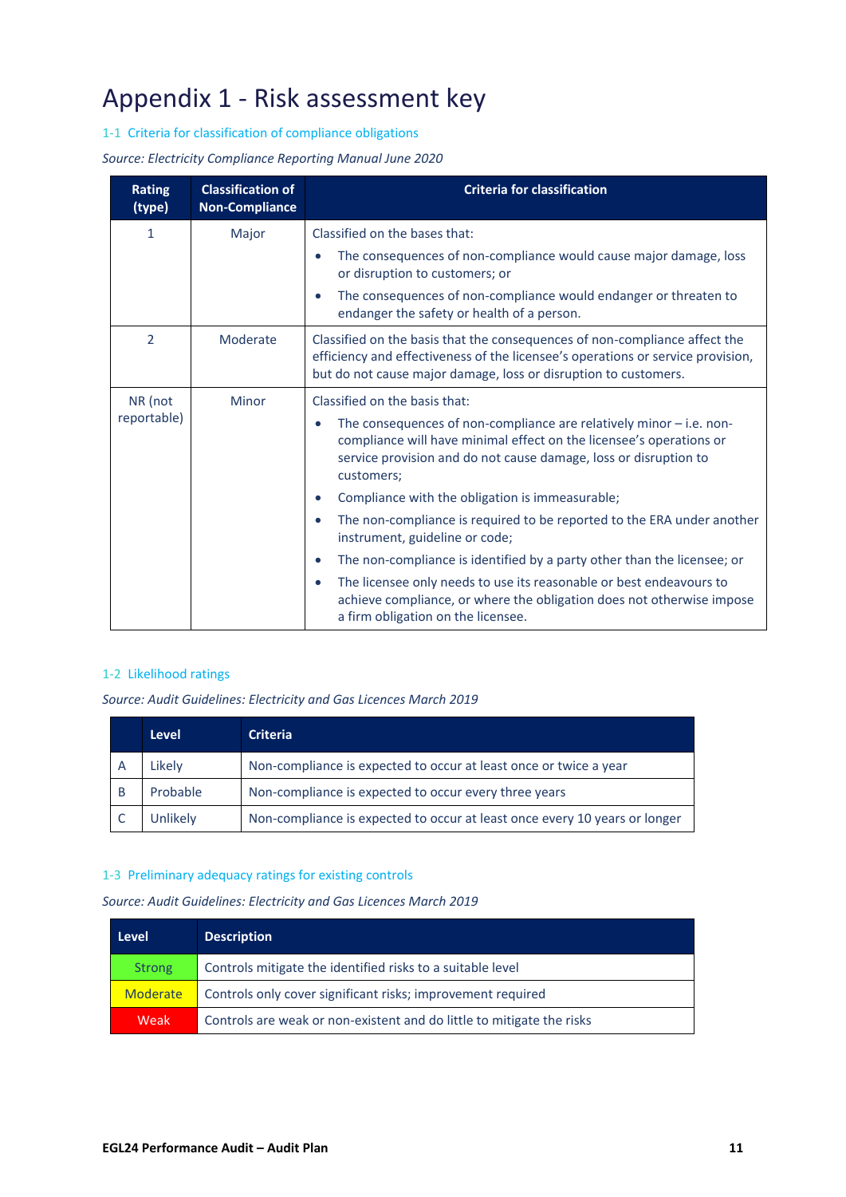# Appendix 1 - Risk assessment key

## 1-1 Criteria for classification of compliance obligations

*Source: Electricity Compliance Reporting Manual June 2020*

| Rating (type) | Classification of Non-Compliance | Criteria for classification |
|---|---|---|
| 1 | Major | Classified on the bases that:<br>• The consequences of non-compliance would cause major damage, loss or disruption to customers; or<br>• The consequences of non-compliance would endanger or threaten to endanger the safety or health of a person. |
| 2 | Moderate | Classified on the basis that the consequences of non-compliance affect the efficiency and effectiveness of the licensee's operations or service provision, but do not cause major damage, loss or disruption to customers. |
| NR (not reportable) | Minor | Classified on the basis that:<br>• The consequences of non-compliance are relatively minor – i.e. non-compliance will have minimal effect on the licensee's operations or service provision and do not cause damage, loss or disruption to customers;<br>• Compliance with the obligation is immeasurable;<br>• The non-compliance is required to be reported to the ERA under another instrument, guideline or code;<br>• The non-compliance is identified by a party other than the licensee; or<br>• The licensee only needs to use its reasonable or best endeavours to achieve compliance, or where the obligation does not otherwise impose a firm obligation on the licensee. |

## 1-2 Likelihood ratings

*Source: Audit Guidelines: Electricity and Gas Licences March 2019*

| | Level | Criteria |
|---|---|---|
| A | Likely | Non-compliance is expected to occur at least once or twice a year |
| B | Probable | Non-compliance is expected to occur every three years |
| C | Unlikely | Non-compliance is expected to occur at least once every 10 years or longer |

## 1-3 Preliminary adequacy ratings for existing controls

*Source: Audit Guidelines: Electricity and Gas Licences March 2019*

| Level | Description |
|---|---|
| Strong | Controls mitigate the identified risks to a suitable level |
| Moderate | Controls only cover significant risks; improvement required |
| Weak | Controls are weak or non-existent and do little to mitigate the risks |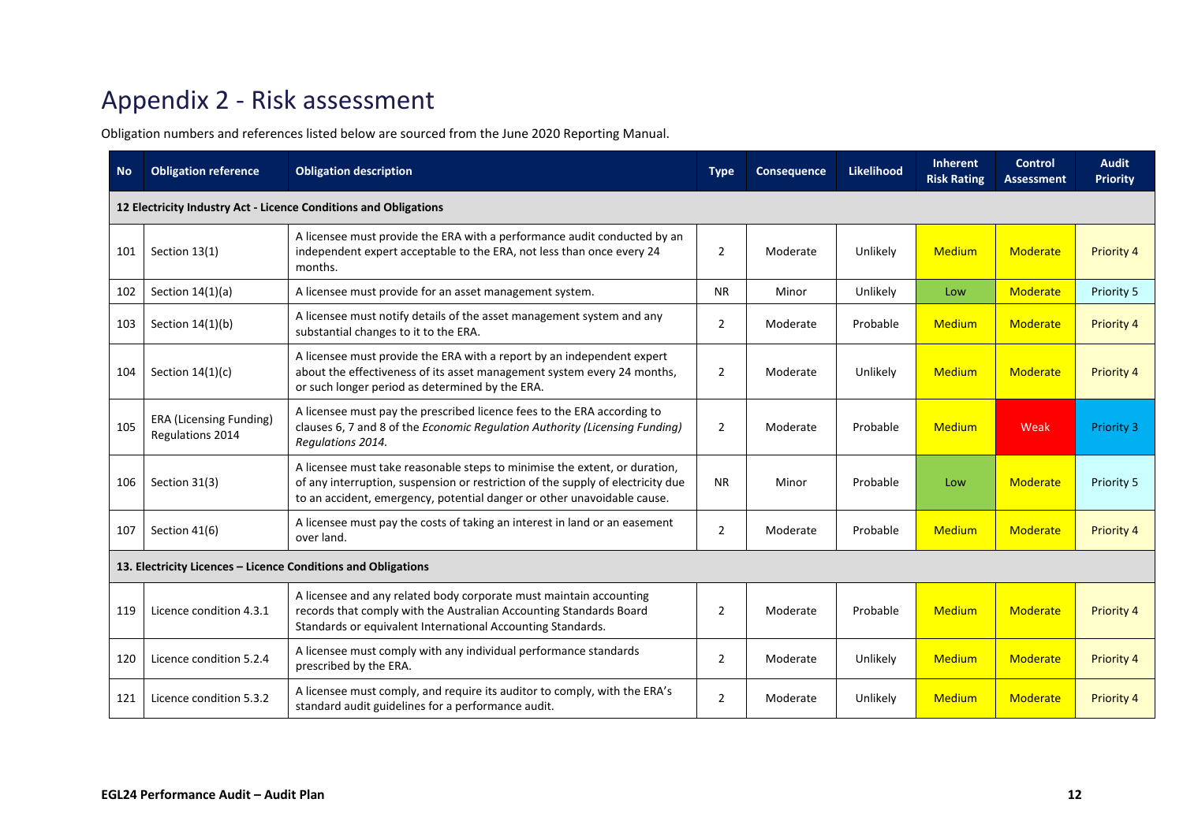# Appendix 2 - Risk assessment

Obligation numbers and references listed below are sourced from the June 2020 Reporting Manual.

| No | Obligation reference | Obligation description | Type | Consequence | Likelihood | Inherent Risk Rating | Control Assessment | Audit Priority |
|---|---|---|---|---|---|---|---|---|
| **12 Electricity Industry Act - Licence Conditions and Obligations** | | | | | | | | |
| 101 | Section 13(1) | A licensee must provide the ERA with a performance audit conducted by an independent expert acceptable to the ERA, not less than once every 24 months. | 2 | Moderate | Unlikely | Medium | Moderate | Priority 4 |
| 102 | Section 14(1)(a) | A licensee must provide for an asset management system. | NR | Minor | Unlikely | Low | Moderate | Priority 5 |
| 103 | Section 14(1)(b) | A licensee must notify details of the asset management system and any substantial changes to it to the ERA. | 2 | Moderate | Probable | Medium | Moderate | Priority 4 |
| 104 | Section 14(1)(c) | A licensee must provide the ERA with a report by an independent expert about the effectiveness of its asset management system every 24 months, or such longer period as determined by the ERA. | 2 | Moderate | Unlikely | Medium | Moderate | Priority 4 |
| 105 | ERA (Licensing Funding) Regulations 2014 | A licensee must pay the prescribed licence fees to the ERA according to clauses 6, 7 and 8 of the *Economic Regulation Authority (Licensing Funding) Regulations 2014.* | 2 | Moderate | Probable | Medium | Weak | Priority 3 |
| 106 | Section 31(3) | A licensee must take reasonable steps to minimise the extent, or duration, of any interruption, suspension or restriction of the supply of electricity due to an accident, emergency, potential danger or other unavoidable cause. | NR | Minor | Probable | Low | Moderate | Priority 5 |
| 107 | Section 41(6) | A licensee must pay the costs of taking an interest in land or an easement over land. | 2 | Moderate | Probable | Medium | Moderate | Priority 4 |
| **13. Electricity Licences – Licence Conditions and Obligations** | | | | | | | | |
| 119 | Licence condition 4.3.1 | A licensee and any related body corporate must maintain accounting records that comply with the Australian Accounting Standards Board Standards or equivalent International Accounting Standards. | 2 | Moderate | Probable | Medium | Moderate | Priority 4 |
| 120 | Licence condition 5.2.4 | A licensee must comply with any individual performance standards prescribed by the ERA. | 2 | Moderate | Unlikely | Medium | Moderate | Priority 4 |
| 121 | Licence condition 5.3.2 | A licensee must comply, and require its auditor to comply, with the ERA's standard audit guidelines for a performance audit. | 2 | Moderate | Unlikely | Medium | Moderate | Priority 4 |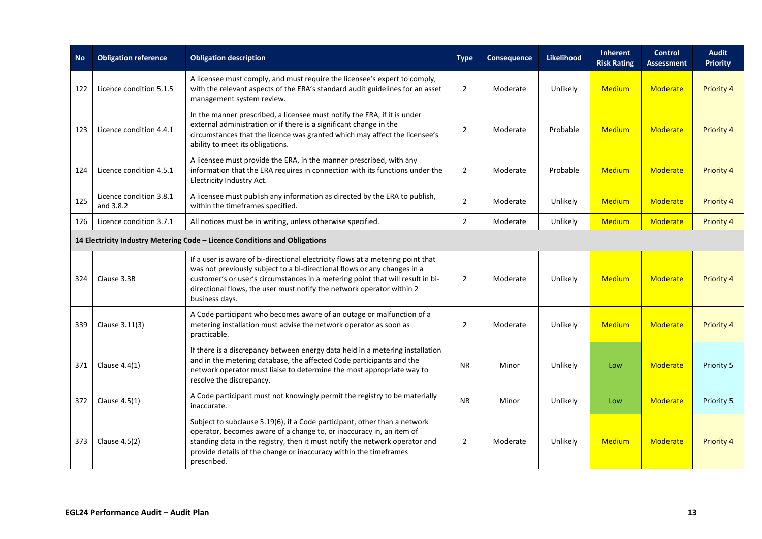| No | Obligation reference | Obligation description | Type | Consequence | Likelihood | Inherent Risk Rating | Control Assessment | Audit Priority |
|---|---|---|---|---|---|---|---|---|
| 122 | Licence condition 5.1.5 | A licensee must comply, and must require the licensee's expert to comply, with the relevant aspects of the ERA's standard audit guidelines for an asset management system review. | 2 | Moderate | Unlikely | Medium | Moderate | Priority 4 |
| 123 | Licence condition 4.4.1 | In the manner prescribed, a licensee must notify the ERA, if it is under external administration or if there is a significant change in the circumstances that the licence was granted which may affect the licensee's ability to meet its obligations. | 2 | Moderate | Probable | Medium | Moderate | Priority 4 |
| 124 | Licence condition 4.5.1 | A licensee must provide the ERA, in the manner prescribed, with any information that the ERA requires in connection with its functions under the Electricity Industry Act. | 2 | Moderate | Probable | Medium | Moderate | Priority 4 |
| 125 | Licence condition 3.8.1 and 3.8.2 | A licensee must publish any information as directed by the ERA to publish, within the timeframes specified. | 2 | Moderate | Unlikely | Medium | Moderate | Priority 4 |
| 126 | Licence condition 3.7.1 | All notices must be in writing, unless otherwise specified. | 2 | Moderate | Unlikely | Medium | Moderate | Priority 4 |
| **14 Electricity Industry Metering Code – Licence Conditions and Obligations** | | | | | | | | |
| 324 | Clause 3.3B | If a user is aware of bi-directional electricity flows at a metering point that was not previously subject to a bi-directional flows or any changes in a customer's or user's circumstances in a metering point that will result in bi-directional flows, the user must notify the network operator within 2 business days. | 2 | Moderate | Unlikely | Medium | Moderate | Priority 4 |
| 339 | Clause 3.11(3) | A Code participant who becomes aware of an outage or malfunction of a metering installation must advise the network operator as soon as practicable. | 2 | Moderate | Unlikely | Medium | Moderate | Priority 4 |
| 371 | Clause 4.4(1) | If there is a discrepancy between energy data held in a metering installation and in the metering database, the affected Code participants and the network operator must liaise to determine the most appropriate way to resolve the discrepancy. | NR | Minor | Unlikely | Low | Moderate | Priority 5 |
| 372 | Clause 4.5(1) | A Code participant must not knowingly permit the registry to be materially inaccurate. | NR | Minor | Unlikely | Low | Moderate | Priority 5 |
| 373 | Clause 4.5(2) | Subject to subclause 5.19(6), if a Code participant, other than a network operator, becomes aware of a change to, or inaccuracy in, an item of standing data in the registry, then it must notify the network operator and provide details of the change or inaccuracy within the timeframes prescribed. | 2 | Moderate | Unlikely | Medium | Moderate | Priority 4 |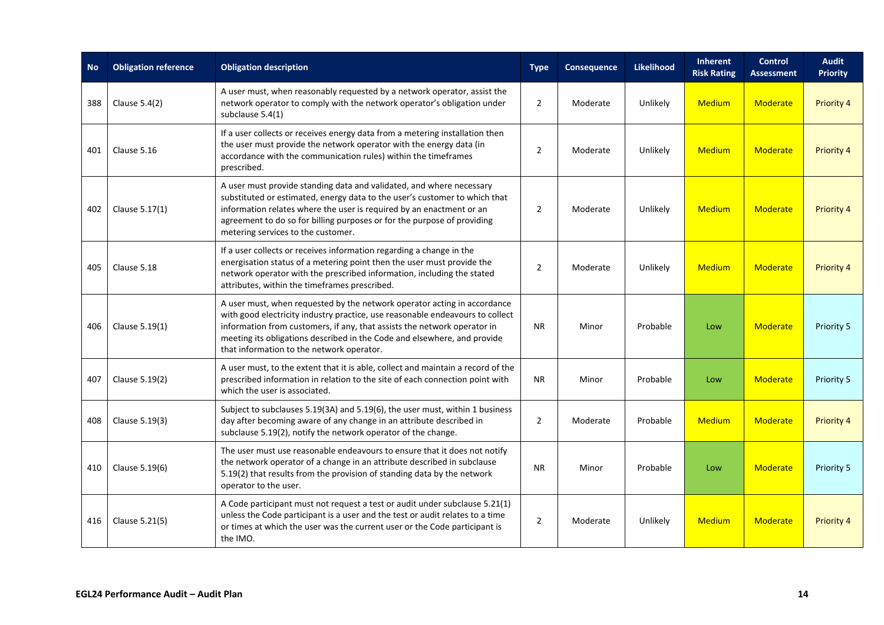| No | Obligation reference | Obligation description | Type | Consequence | Likelihood | Inherent Risk Rating | Control Assessment | Audit Priority |
|---|---|---|---|---|---|---|---|---|
| 388 | Clause 5.4(2) | A user must, when reasonably requested by a network operator, assist the network operator to comply with the network operator's obligation under subclause 5.4(1) | 2 | Moderate | Unlikely | Medium | Moderate | Priority 4 |
| 401 | Clause 5.16 | If a user collects or receives energy data from a metering installation then the user must provide the network operator with the energy data (in accordance with the communication rules) within the timeframes prescribed. | 2 | Moderate | Unlikely | Medium | Moderate | Priority 4 |
| 402 | Clause 5.17(1) | A user must provide standing data and validated, and where necessary substituted or estimated, energy data to the user's customer to which that information relates where the user is required by an enactment or an agreement to do so for billing purposes or for the purpose of providing metering services to the customer. | 2 | Moderate | Unlikely | Medium | Moderate | Priority 4 |
| 405 | Clause 5.18 | If a user collects or receives information regarding a change in the energisation status of a metering point then the user must provide the network operator with the prescribed information, including the stated attributes, within the timeframes prescribed. | 2 | Moderate | Unlikely | Medium | Moderate | Priority 4 |
| 406 | Clause 5.19(1) | A user must, when requested by the network operator acting in accordance with good electricity industry practice, use reasonable endeavours to collect information from customers, if any, that assists the network operator in meeting its obligations described in the Code and elsewhere, and provide that information to the network operator. | NR | Minor | Probable | Low | Moderate | Priority 5 |
| 407 | Clause 5.19(2) | A user must, to the extent that it is able, collect and maintain a record of the prescribed information in relation to the site of each connection point with which the user is associated. | NR | Minor | Probable | Low | Moderate | Priority 5 |
| 408 | Clause 5.19(3) | Subject to subclauses 5.19(3A) and 5.19(6), the user must, within 1 business day after becoming aware of any change in an attribute described in subclause 5.19(2), notify the network operator of the change. | 2 | Moderate | Probable | Medium | Moderate | Priority 4 |
| 410 | Clause 5.19(6) | The user must use reasonable endeavours to ensure that it does not notify the network operator of a change in an attribute described in subclause 5.19(2) that results from the provision of standing data by the network operator to the user. | NR | Minor | Probable | Low | Moderate | Priority 5 |
| 416 | Clause 5.21(5) | A Code participant must not request a test or audit under subclause 5.21(1) unless the Code participant is a user and the test or audit relates to a time or times at which the user was the current user or the Code participant is the IMO. | 2 | Moderate | Unlikely | Medium | Moderate | Priority 4 |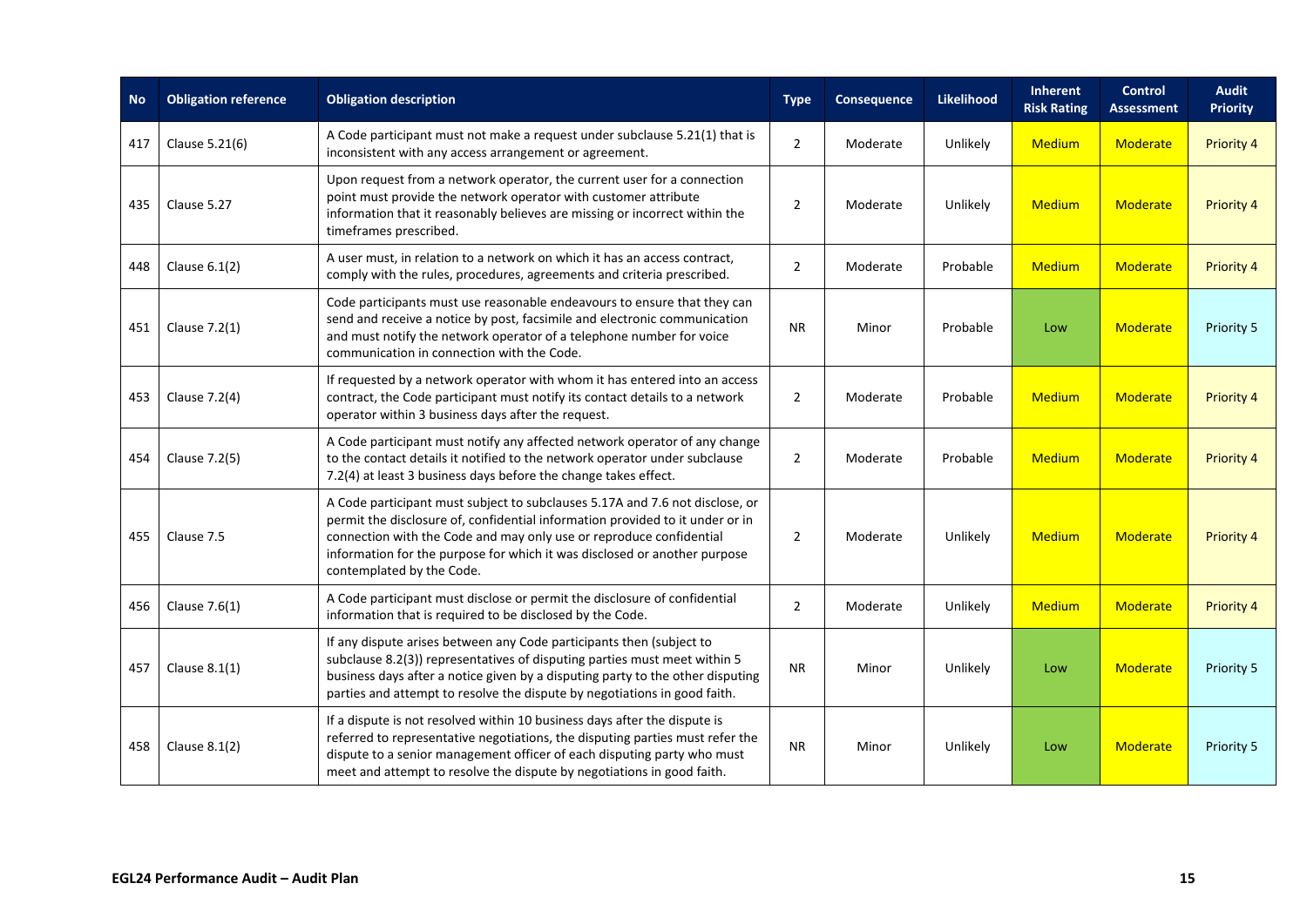| No | Obligation reference | Obligation description | Type | Consequence | Likelihood | Inherent Risk Rating | Control Assessment | Audit Priority |
|---|---|---|---|---|---|---|---|---|
| 417 | Clause 5.21(6) | A Code participant must not make a request under subclause 5.21(1) that is inconsistent with any access arrangement or agreement. | 2 | Moderate | Unlikely | Medium | Moderate | Priority 4 |
| 435 | Clause 5.27 | Upon request from a network operator, the current user for a connection point must provide the network operator with customer attribute information that it reasonably believes are missing or incorrect within the timeframes prescribed. | 2 | Moderate | Unlikely | Medium | Moderate | Priority 4 |
| 448 | Clause 6.1(2) | A user must, in relation to a network on which it has an access contract, comply with the rules, procedures, agreements and criteria prescribed. | 2 | Moderate | Probable | Medium | Moderate | Priority 4 |
| 451 | Clause 7.2(1) | Code participants must use reasonable endeavours to ensure that they can send and receive a notice by post, facsimile and electronic communication and must notify the network operator of a telephone number for voice communication in connection with the Code. | NR | Minor | Probable | Low | Moderate | Priority 5 |
| 453 | Clause 7.2(4) | If requested by a network operator with whom it has entered into an access contract, the Code participant must notify its contact details to a network operator within 3 business days after the request. | 2 | Moderate | Probable | Medium | Moderate | Priority 4 |
| 454 | Clause 7.2(5) | A Code participant must notify any affected network operator of any change to the contact details it notified to the network operator under subclause 7.2(4) at least 3 business days before the change takes effect. | 2 | Moderate | Probable | Medium | Moderate | Priority 4 |
| 455 | Clause 7.5 | A Code participant must subject to subclauses 5.17A and 7.6 not disclose, or permit the disclosure of, confidential information provided to it under or in connection with the Code and may only use or reproduce confidential information for the purpose for which it was disclosed or another purpose contemplated by the Code. | 2 | Moderate | Unlikely | Medium | Moderate | Priority 4 |
| 456 | Clause 7.6(1) | A Code participant must disclose or permit the disclosure of confidential information that is required to be disclosed by the Code. | 2 | Moderate | Unlikely | Medium | Moderate | Priority 4 |
| 457 | Clause 8.1(1) | If any dispute arises between any Code participants then (subject to subclause 8.2(3)) representatives of disputing parties must meet within 5 business days after a notice given by a disputing party to the other disputing parties and attempt to resolve the dispute by negotiations in good faith. | NR | Minor | Unlikely | Low | Moderate | Priority 5 |
| 458 | Clause 8.1(2) | If a dispute is not resolved within 10 business days after the dispute is referred to representative negotiations, the disputing parties must refer the dispute to a senior management officer of each disputing party who must meet and attempt to resolve the dispute by negotiations in good faith. | NR | Minor | Unlikely | Low | Moderate | Priority 5 |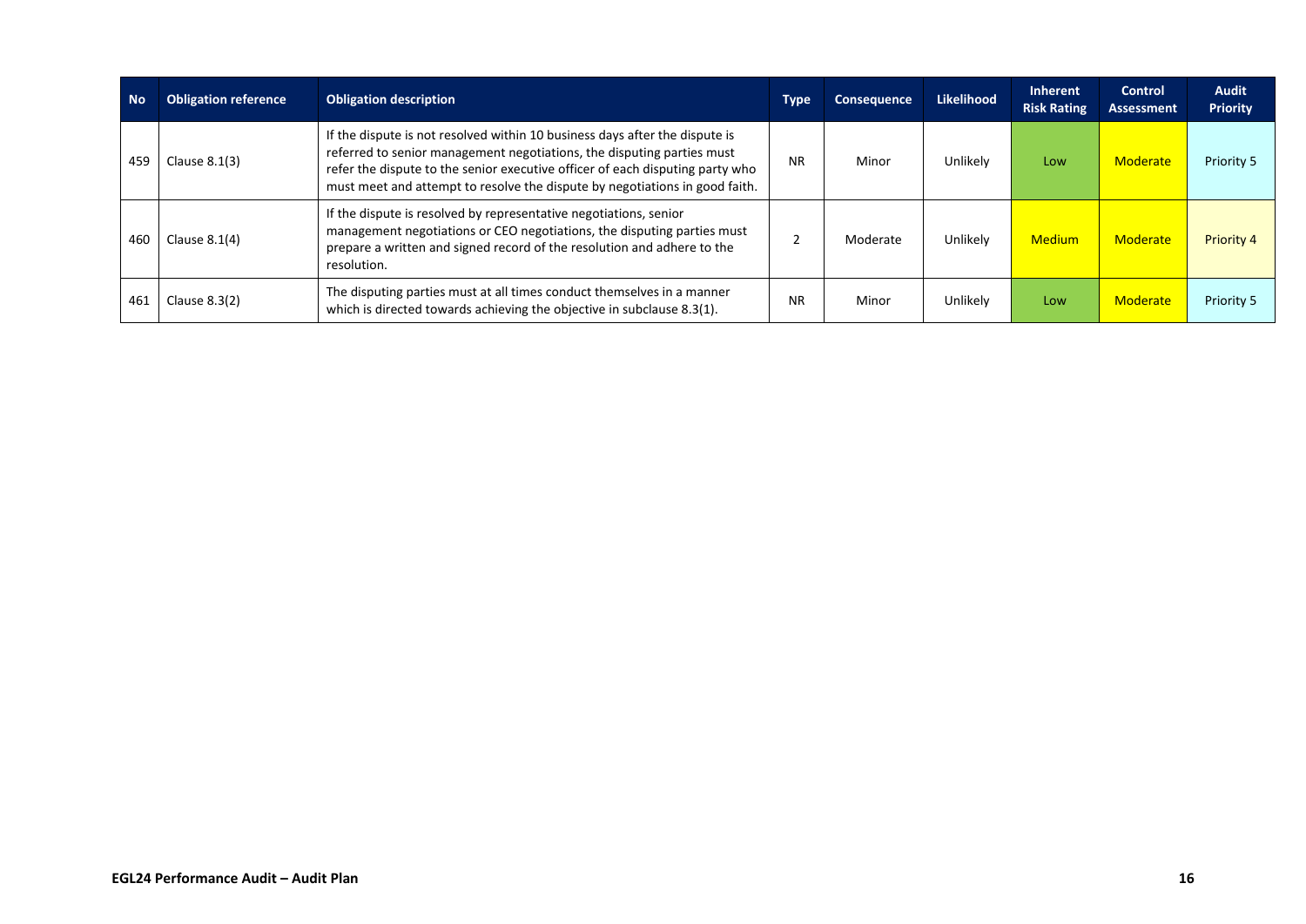| No | Obligation reference | Obligation description | Type | Consequence | Likelihood | Inherent Risk Rating | Control Assessment | Audit Priority |
|---|---|---|---|---|---|---|---|---|
| 459 | Clause 8.1(3) | If the dispute is not resolved within 10 business days after the dispute is referred to senior management negotiations, the disputing parties must refer the dispute to the senior executive officer of each disputing party who must meet and attempt to resolve the dispute by negotiations in good faith. | NR | Minor | Unlikely | Low | Moderate | Priority 5 |
| 460 | Clause 8.1(4) | If the dispute is resolved by representative negotiations, senior management negotiations or CEO negotiations, the disputing parties must prepare a written and signed record of the resolution and adhere to the resolution. | 2 | Moderate | Unlikely | Medium | Moderate | Priority 4 |
| 461 | Clause 8.3(2) | The disputing parties must at all times conduct themselves in a manner which is directed towards achieving the objective in subclause 8.3(1). | NR | Minor | Unlikely | Low | Moderate | Priority 5 |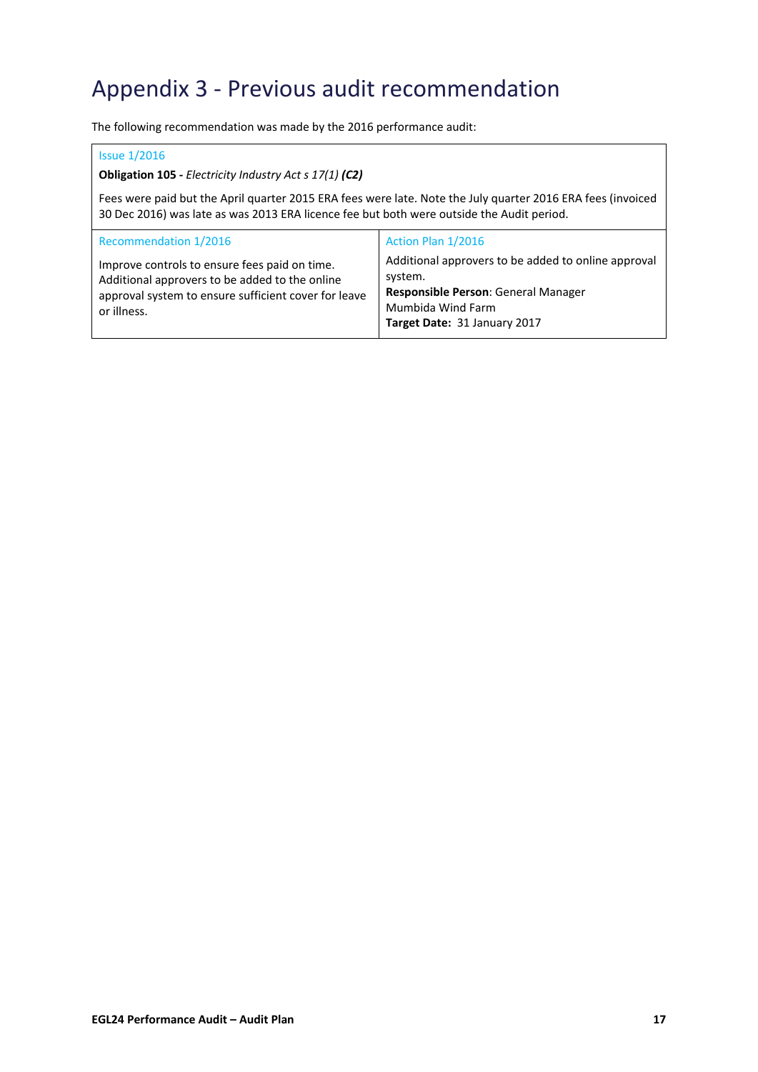# Appendix 3 - Previous audit recommendation

The following recommendation was made by the 2016 performance audit:

| Issue 1/2016 | |
|---|---|
| **Obligation 105 -** *Electricity Industry Act s 17(1)* ***(C2)*** <br><br> Fees were paid but the April quarter 2015 ERA fees were late. Note the July quarter 2016 ERA fees (invoiced 30 Dec 2016) was late as was 2013 ERA licence fee but both were outside the Audit period. | |
| Recommendation 1/2016 | Action Plan 1/2016 |
| Improve controls to ensure fees paid on time. Additional approvers to be added to the online approval system to ensure sufficient cover for leave or illness. | Additional approvers to be added to online approval system. <br> **Responsible Person**: General Manager Mumbida Wind Farm <br> **Target Date:** 31 January 2017 |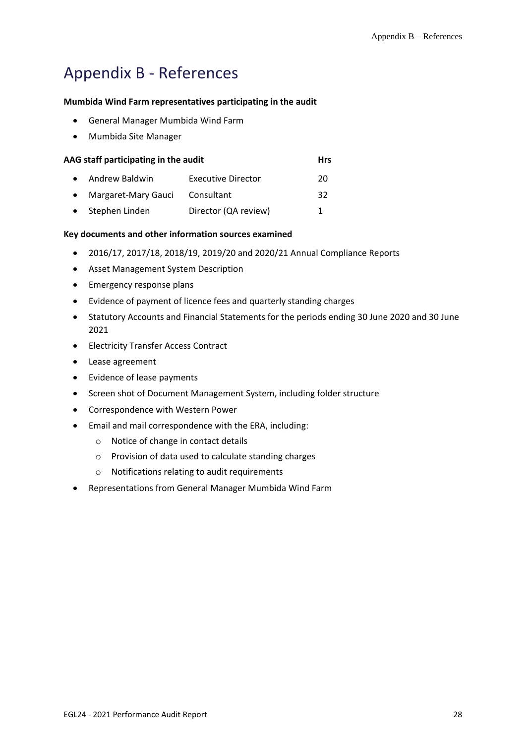# Appendix B - References

**Mumbida Wind Farm representatives participating in the audit**

- General Manager Mumbida Wind Farm
- Mumbida Site Manager

**AAG staff participating in the audit**

| | | |
|---|---|---|
| | | **Hrs** |
| • Andrew Baldwin | Executive Director | 20 |
| • Margaret-Mary Gauci | Consultant | 32 |
| • Stephen Linden | Director (QA review) | 1 |

**Key documents and other information sources examined**

- 2016/17, 2017/18, 2018/19, 2019/20 and 2020/21 Annual Compliance Reports
- Asset Management System Description
- Emergency response plans
- Evidence of payment of licence fees and quarterly standing charges
- Statutory Accounts and Financial Statements for the periods ending 30 June 2020 and 30 June 2021
- Electricity Transfer Access Contract
- Lease agreement
- Evidence of lease payments
- Screen shot of Document Management System, including folder structure
- Correspondence with Western Power
- Email and mail correspondence with the ERA, including:
  - Notice of change in contact details
  - Provision of data used to calculate standing charges
  - Notifications relating to audit requirements
- Representations from General Manager Mumbida Wind Farm